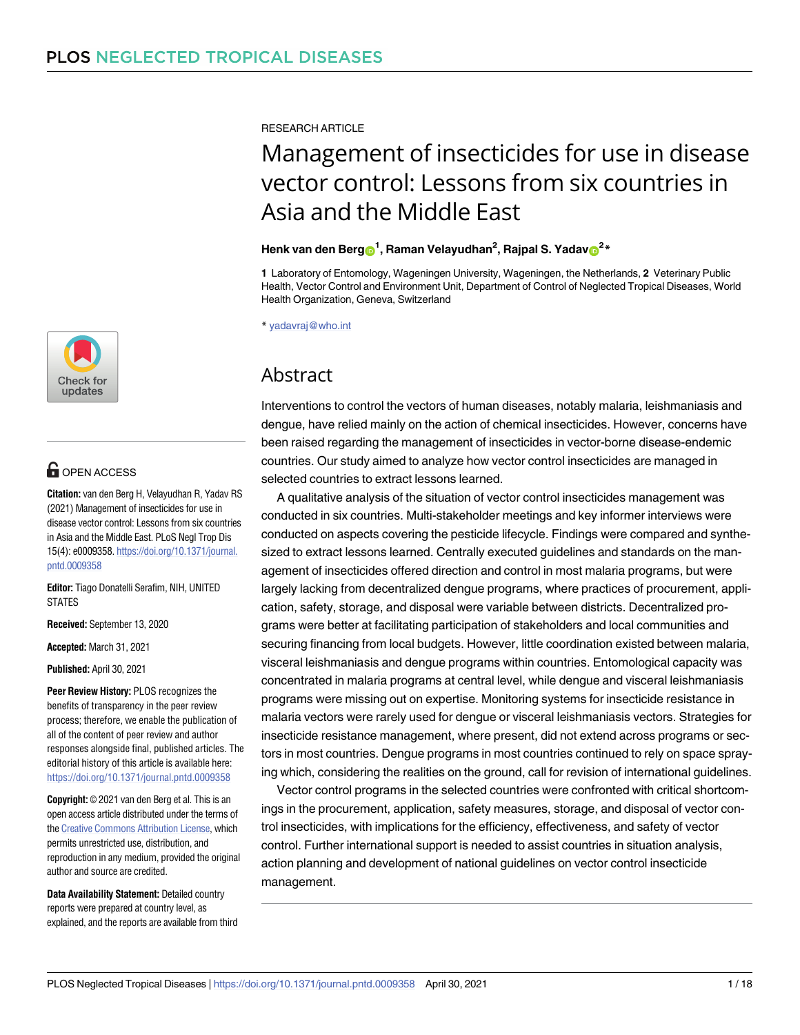RESEARCH ARTICLE

# Management of insecticides for use in disease vector control: Lessons from six countries in Asia and the Middle East

**Henk van den Berg[1], Raman Velayudhan[2], Rajpal S. Yadav[2]***

**1** Laboratory of Entomology, Wageningen University, Wageningen, the Netherlands, **2** Veterinary Public Health, Vector Control and Environment Unit, Department of Control of Neglected Tropical Diseases, World Health Organization, Geneva, Switzerland

* yadavraj@who.int

OPEN ACCESS

**Citation:** van den Berg H, Velayudhan R, Yadav RS (2021) Management of insecticides for use in disease vector control: Lessons from six countries in Asia and the Middle East. PLoS Negl Trop Dis 15(4): e0009358. https://doi.org/10.1371/journal.pntd.0009358

**Editor:** Tiago Donatelli Serafim, NIH, UNITED STATES

**Received:** September 13, 2020

**Accepted:** March 31, 2021

**Published:** April 30, 2021

**Peer Review History:** PLOS recognizes the benefits of transparency in the peer review process; therefore, we enable the publication of all of the content of peer review and author responses alongside final, published articles. The editorial history of this article is available here: https://doi.org/10.1371/journal.pntd.0009358

**Copyright:** © 2021 van den Berg et al. This is an open access article distributed under the terms of the Creative Commons Attribution License, which permits unrestricted use, distribution, and reproduction in any medium, provided the original author and source are credited.

**Data Availability Statement:** Detailed country reports were prepared at country level, as explained, and the reports are available from third

## Abstract

Interventions to control the vectors of human diseases, notably malaria, leishmaniasis and dengue, have relied mainly on the action of chemical insecticides. However, concerns have been raised regarding the management of insecticides in vector-borne disease-endemic countries. Our study aimed to analyze how vector control insecticides are managed in selected countries to extract lessons learned.

A qualitative analysis of the situation of vector control insecticides management was conducted in six countries. Multi-stakeholder meetings and key informer interviews were conducted on aspects covering the pesticide lifecycle. Findings were compared and synthesized to extract lessons learned. Centrally executed guidelines and standards on the management of insecticides offered direction and control in most malaria programs, but were largely lacking from decentralized dengue programs, where practices of procurement, application, safety, storage, and disposal were variable between districts. Decentralized programs were better at facilitating participation of stakeholders and local communities and securing financing from local budgets. However, little coordination existed between malaria, visceral leishmaniasis and dengue programs within countries. Entomological capacity was concentrated in malaria programs at central level, while dengue and visceral leishmaniasis programs were missing out on expertise. Monitoring systems for insecticide resistance in malaria vectors were rarely used for dengue or visceral leishmaniasis vectors. Strategies for insecticide resistance management, where present, did not extend across programs or sectors in most countries. Dengue programs in most countries continued to rely on space spraying which, considering the realities on the ground, call for revision of international guidelines.

Vector control programs in the selected countries were confronted with critical shortcomings in the procurement, application, safety measures, storage, and disposal of vector control insecticides, with implications for the efficiency, effectiveness, and safety of vector control. Further international support is needed to assist countries in situation analysis, action planning and development of national guidelines on vector control insecticide management.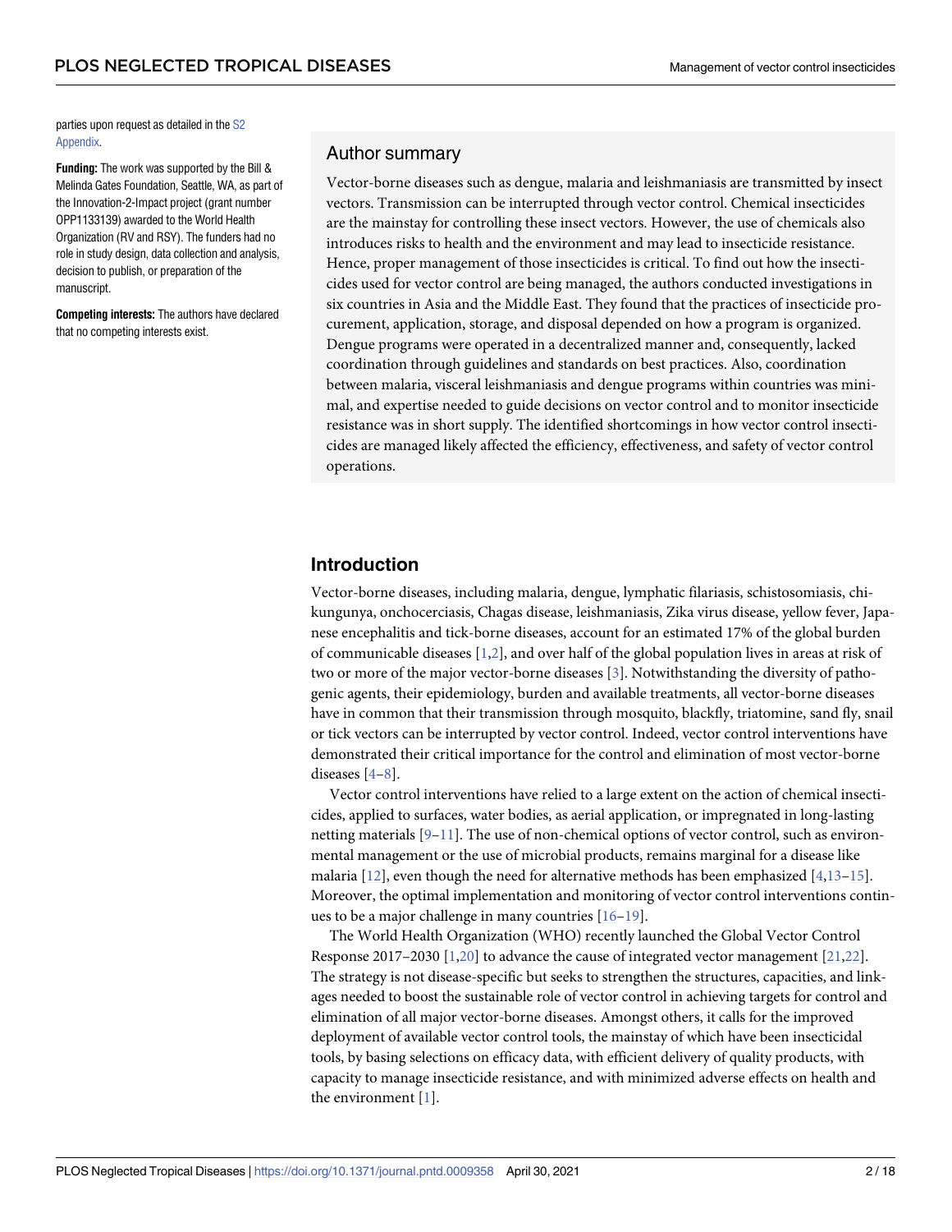parties upon request as detailed in the S2 Appendix.

**Funding:** The work was supported by the Bill & Melinda Gates Foundation, Seattle, WA, as part of the Innovation-2-Impact project (grant number OPP1133139) awarded to the World Health Organization (RV and RSY). The funders had no role in study design, data collection and analysis, decision to publish, or preparation of the manuscript.

**Competing interests:** The authors have declared that no competing interests exist.

## Author summary

Vector-borne diseases such as dengue, malaria and leishmaniasis are transmitted by insect vectors. Transmission can be interrupted through vector control. Chemical insecticides are the mainstay for controlling these insect vectors. However, the use of chemicals also introduces risks to health and the environment and may lead to insecticide resistance. Hence, proper management of those insecticides is critical. To find out how the insecticides used for vector control are being managed, the authors conducted investigations in six countries in Asia and the Middle East. They found that the practices of insecticide procurement, application, storage, and disposal depended on how a program is organized. Dengue programs were operated in a decentralized manner and, consequently, lacked coordination through guidelines and standards on best practices. Also, coordination between malaria, visceral leishmaniasis and dengue programs within countries was minimal, and expertise needed to guide decisions on vector control and to monitor insecticide resistance was in short supply. The identified shortcomings in how vector control insecticides are managed likely affected the efficiency, effectiveness, and safety of vector control operations.

## Introduction

Vector-borne diseases, including malaria, dengue, lymphatic filariasis, schistosomiasis, chikungunya, onchocerciasis, Chagas disease, leishmaniasis, Zika virus disease, yellow fever, Japanese encephalitis and tick-borne diseases, account for an estimated 17% of the global burden of communicable diseases [1,2], and over half of the global population lives in areas at risk of two or more of the major vector-borne diseases [3]. Notwithstanding the diversity of pathogenic agents, their epidemiology, burden and available treatments, all vector-borne diseases have in common that their transmission through mosquito, blackfly, triatomine, sand fly, snail or tick vectors can be interrupted by vector control. Indeed, vector control interventions have demonstrated their critical importance for the control and elimination of most vector-borne diseases [4–8].

Vector control interventions have relied to a large extent on the action of chemical insecticides, applied to surfaces, water bodies, as aerial application, or impregnated in long-lasting netting materials [9–11]. The use of non-chemical options of vector control, such as environmental management or the use of microbial products, remains marginal for a disease like malaria [12], even though the need for alternative methods has been emphasized [4,13–15]. Moreover, the optimal implementation and monitoring of vector control interventions continues to be a major challenge in many countries [16–19].

The World Health Organization (WHO) recently launched the Global Vector Control Response 2017–2030 [1,20] to advance the cause of integrated vector management [21,22]. The strategy is not disease-specific but seeks to strengthen the structures, capacities, and linkages needed to boost the sustainable role of vector control in achieving targets for control and elimination of all major vector-borne diseases. Amongst others, it calls for the improved deployment of available vector control tools, the mainstay of which have been insecticidal tools, by basing selections on efficacy data, with efficient delivery of quality products, with capacity to manage insecticide resistance, and with minimized adverse effects on health and the environment [1].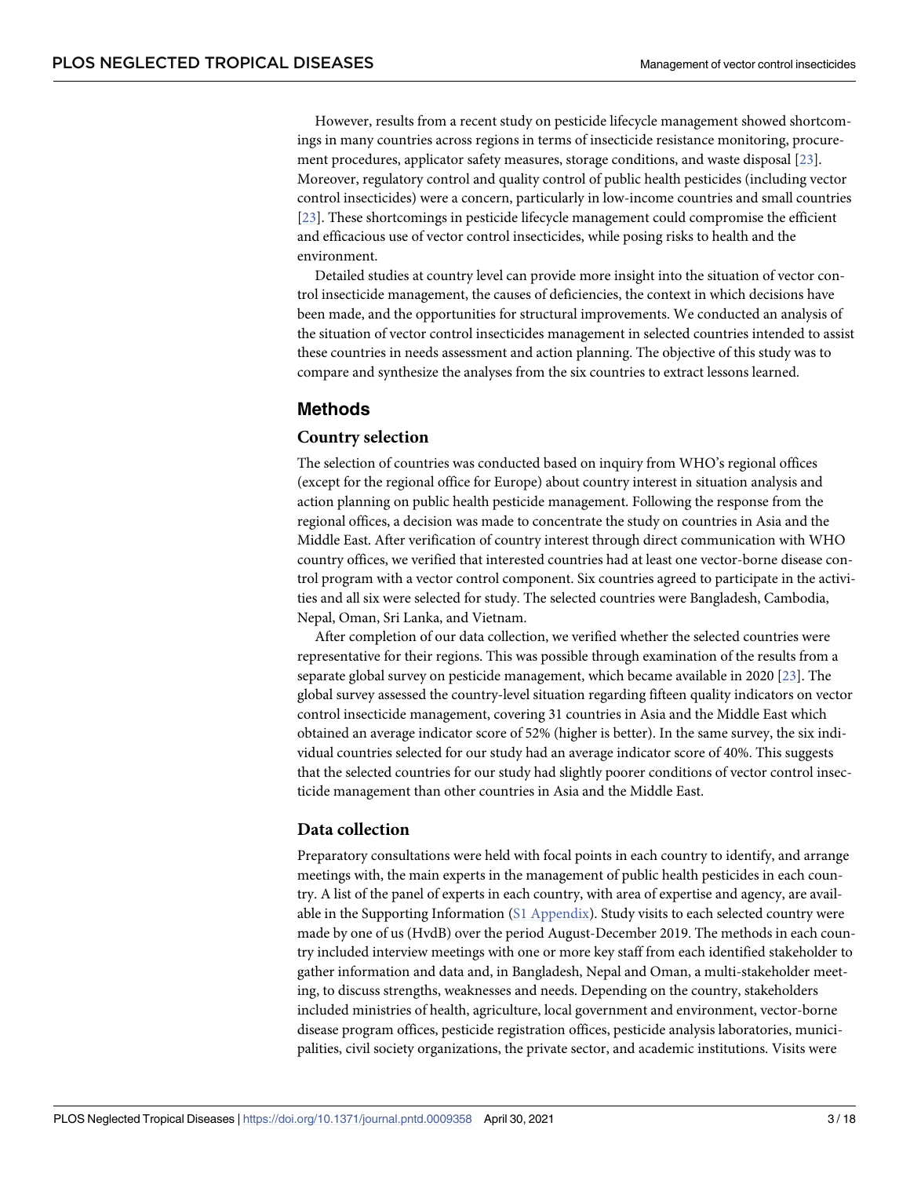However, results from a recent study on pesticide lifecycle management showed shortcomings in many countries across regions in terms of insecticide resistance monitoring, procurement procedures, applicator safety measures, storage conditions, and waste disposal [23]. Moreover, regulatory control and quality control of public health pesticides (including vector control insecticides) were a concern, particularly in low-income countries and small countries [23]. These shortcomings in pesticide lifecycle management could compromise the efficient and efficacious use of vector control insecticides, while posing risks to health and the environment.

Detailed studies at country level can provide more insight into the situation of vector control insecticide management, the causes of deficiencies, the context in which decisions have been made, and the opportunities for structural improvements. We conducted an analysis of the situation of vector control insecticides management in selected countries intended to assist these countries in needs assessment and action planning. The objective of this study was to compare and synthesize the analyses from the six countries to extract lessons learned.

## Methods

### Country selection

The selection of countries was conducted based on inquiry from WHO's regional offices (except for the regional office for Europe) about country interest in situation analysis and action planning on public health pesticide management. Following the response from the regional offices, a decision was made to concentrate the study on countries in Asia and the Middle East. After verification of country interest through direct communication with WHO country offices, we verified that interested countries had at least one vector-borne disease control program with a vector control component. Six countries agreed to participate in the activities and all six were selected for study. The selected countries were Bangladesh, Cambodia, Nepal, Oman, Sri Lanka, and Vietnam.

After completion of our data collection, we verified whether the selected countries were representative for their regions. This was possible through examination of the results from a separate global survey on pesticide management, which became available in 2020 [23]. The global survey assessed the country-level situation regarding fifteen quality indicators on vector control insecticide management, covering 31 countries in Asia and the Middle East which obtained an average indicator score of 52% (higher is better). In the same survey, the six individual countries selected for our study had an average indicator score of 40%. This suggests that the selected countries for our study had slightly poorer conditions of vector control insecticide management than other countries in Asia and the Middle East.

### Data collection

Preparatory consultations were held with focal points in each country to identify, and arrange meetings with, the main experts in the management of public health pesticides in each country. A list of the panel of experts in each country, with area of expertise and agency, are available in the Supporting Information (S1 Appendix). Study visits to each selected country were made by one of us (HvdB) over the period August-December 2019. The methods in each country included interview meetings with one or more key staff from each identified stakeholder to gather information and data and, in Bangladesh, Nepal and Oman, a multi-stakeholder meeting, to discuss strengths, weaknesses and needs. Depending on the country, stakeholders included ministries of health, agriculture, local government and environment, vector-borne disease program offices, pesticide registration offices, pesticide analysis laboratories, municipalities, civil society organizations, the private sector, and academic institutions. Visits were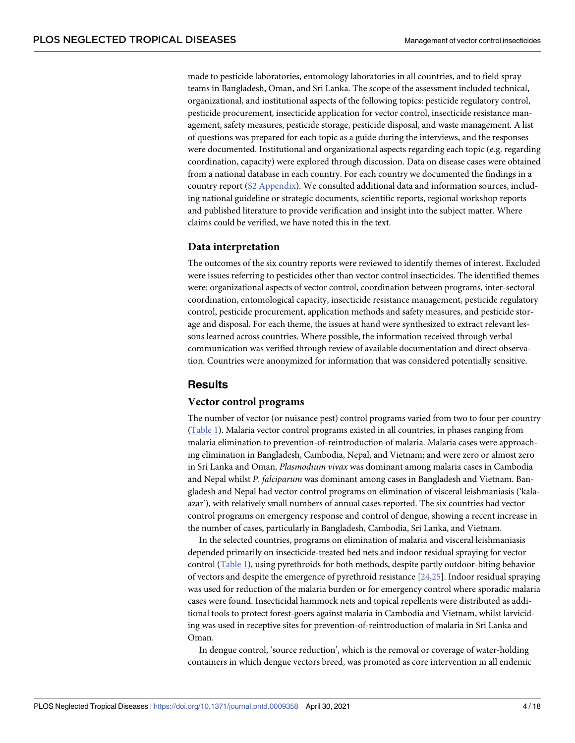made to pesticide laboratories, entomology laboratories in all countries, and to field spray teams in Bangladesh, Oman, and Sri Lanka. The scope of the assessment included technical, organizational, and institutional aspects of the following topics: pesticide regulatory control, pesticide procurement, insecticide application for vector control, insecticide resistance management, safety measures, pesticide storage, pesticide disposal, and waste management. A list of questions was prepared for each topic as a guide during the interviews, and the responses were documented. Institutional and organizational aspects regarding each topic (e.g. regarding coordination, capacity) were explored through discussion. Data on disease cases were obtained from a national database in each country. For each country we documented the findings in a country report (S2 Appendix). We consulted additional data and information sources, including national guideline or strategic documents, scientific reports, regional workshop reports and published literature to provide verification and insight into the subject matter. Where claims could be verified, we have noted this in the text.

### Data interpretation

The outcomes of the six country reports were reviewed to identify themes of interest. Excluded were issues referring to pesticides other than vector control insecticides. The identified themes were: organizational aspects of vector control, coordination between programs, inter-sectoral coordination, entomological capacity, insecticide resistance management, pesticide regulatory control, pesticide procurement, application methods and safety measures, and pesticide storage and disposal. For each theme, the issues at hand were synthesized to extract relevant lessons learned across countries. Where possible, the information received through verbal communication was verified through review of available documentation and direct observation. Countries were anonymized for information that was considered potentially sensitive.

## Results

### Vector control programs

The number of vector (or nuisance pest) control programs varied from two to four per country (Table 1). Malaria vector control programs existed in all countries, in phases ranging from malaria elimination to prevention-of-reintroduction of malaria. Malaria cases were approaching elimination in Bangladesh, Cambodia, Nepal, and Vietnam; and were zero or almost zero in Sri Lanka and Oman. *Plasmodium vivax* was dominant among malaria cases in Cambodia and Nepal whilst *P. falciparum* was dominant among cases in Bangladesh and Vietnam. Bangladesh and Nepal had vector control programs on elimination of visceral leishmaniasis ('kala-azar'), with relatively small numbers of annual cases reported. The six countries had vector control programs on emergency response and control of dengue, showing a recent increase in the number of cases, particularly in Bangladesh, Cambodia, Sri Lanka, and Vietnam.

In the selected countries, programs on elimination of malaria and visceral leishmaniasis depended primarily on insecticide-treated bed nets and indoor residual spraying for vector control (Table 1), using pyrethroids for both methods, despite partly outdoor-biting behavior of vectors and despite the emergence of pyrethroid resistance [24,25]. Indoor residual spraying was used for reduction of the malaria burden or for emergency control where sporadic malaria cases were found. Insecticidal hammock nets and topical repellents were distributed as additional tools to protect forest-goers against malaria in Cambodia and Vietnam, whilst larviciding was used in receptive sites for prevention-of-reintroduction of malaria in Sri Lanka and Oman.

In dengue control, 'source reduction', which is the removal or coverage of water-holding containers in which dengue vectors breed, was promoted as core intervention in all endemic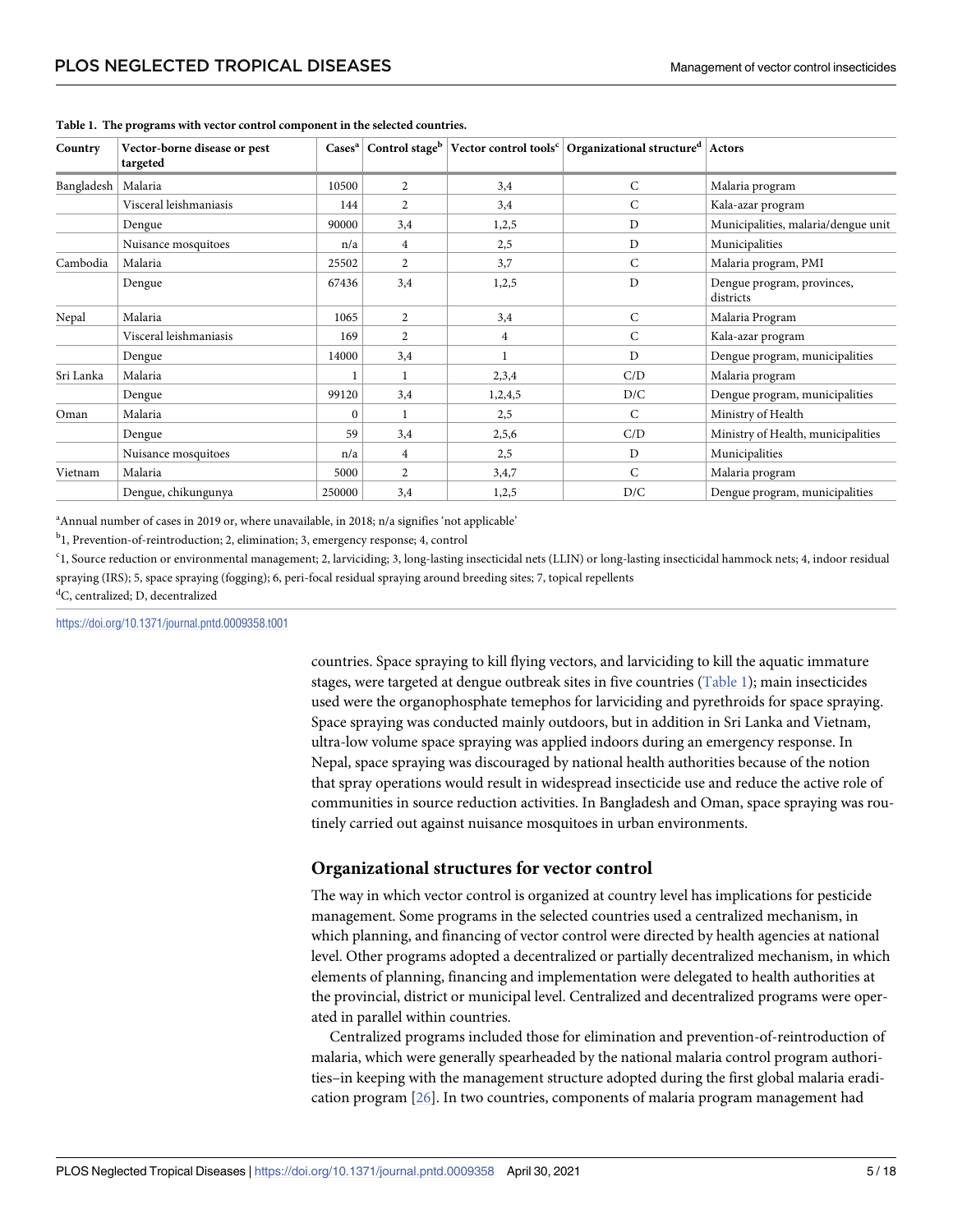**Table 1. The programs with vector control component in the selected countries.**

| Country | Vector-borne disease or pest targeted | Cases[a] | Control stage[b] | Vector control tools[c] | Organizational structure[d] | Actors |
|---|---|---|---|---|---|---|
| Bangladesh | Malaria | 10500 | 2 | 3,4 | C | Malaria program |
| | Visceral leishmaniasis | 144 | 2 | 3,4 | C | Kala-azar program |
| | Dengue | 90000 | 3,4 | 1,2,5 | D | Municipalities, malaria/dengue unit |
| | Nuisance mosquitoes | n/a | 4 | 2,5 | D | Municipalities |
| Cambodia | Malaria | 25502 | 2 | 3,7 | C | Malaria program, PMI |
| | Dengue | 67436 | 3,4 | 1,2,5 | D | Dengue program, provinces, districts |
| Nepal | Malaria | 1065 | 2 | 3,4 | C | Malaria Program |
| | Visceral leishmaniasis | 169 | 2 | 4 | C | Kala-azar program |
| | Dengue | 14000 | 3,4 | 1 | D | Dengue program, municipalities |
| Sri Lanka | Malaria | 1 | 1 | 2,3,4 | C/D | Malaria program |
| | Dengue | 99120 | 3,4 | 1,2,4,5 | D/C | Dengue program, municipalities |
| Oman | Malaria | 0 | 1 | 2,5 | C | Ministry of Health |
| | Dengue | 59 | 3,4 | 2,5,6 | C/D | Ministry of Health, municipalities |
| | Nuisance mosquitoes | n/a | 4 | 2,5 | D | Municipalities |
| Vietnam | Malaria | 5000 | 2 | 3,4,7 | C | Malaria program |
| | Dengue, chikungunya | 250000 | 3,4 | 1,2,5 | D/C | Dengue program, municipalities |

[a]Annual number of cases in 2019 or, where unavailable, in 2018; n/a signifies 'not applicable'

[b]1, Prevention-of-reintroduction; 2, elimination; 3, emergency response; 4, control

[c]1, Source reduction or environmental management; 2, larviciding; 3, long-lasting insecticidal nets (LLIN) or long-lasting insecticidal hammock nets; 4, indoor residual spraying (IRS); 5, space spraying (fogging); 6, peri-focal residual spraying around breeding sites; 7, topical repellents

[d]C, centralized; D, decentralized

https://doi.org/10.1371/journal.pntd.0009358.t001

countries. Space spraying to kill flying vectors, and larviciding to kill the aquatic immature stages, were targeted at dengue outbreak sites in five countries (Table 1); main insecticides used were the organophosphate temephos for larviciding and pyrethroids for space spraying. Space spraying was conducted mainly outdoors, but in addition in Sri Lanka and Vietnam, ultra-low volume space spraying was applied indoors during an emergency response. In Nepal, space spraying was discouraged by national health authorities because of the notion that spray operations would result in widespread insecticide use and reduce the active role of communities in source reduction activities. In Bangladesh and Oman, space spraying was routinely carried out against nuisance mosquitoes in urban environments.

## Organizational structures for vector control

The way in which vector control is organized at country level has implications for pesticide management. Some programs in the selected countries used a centralized mechanism, in which planning, and financing of vector control were directed by health agencies at national level. Other programs adopted a decentralized or partially decentralized mechanism, in which elements of planning, financing and implementation were delegated to health authorities at the provincial, district or municipal level. Centralized and decentralized programs were operated in parallel within countries.

Centralized programs included those for elimination and prevention-of-reintroduction of malaria, which were generally spearheaded by the national malaria control program authorities–in keeping with the management structure adopted during the first global malaria eradication program [26]. In two countries, components of malaria program management had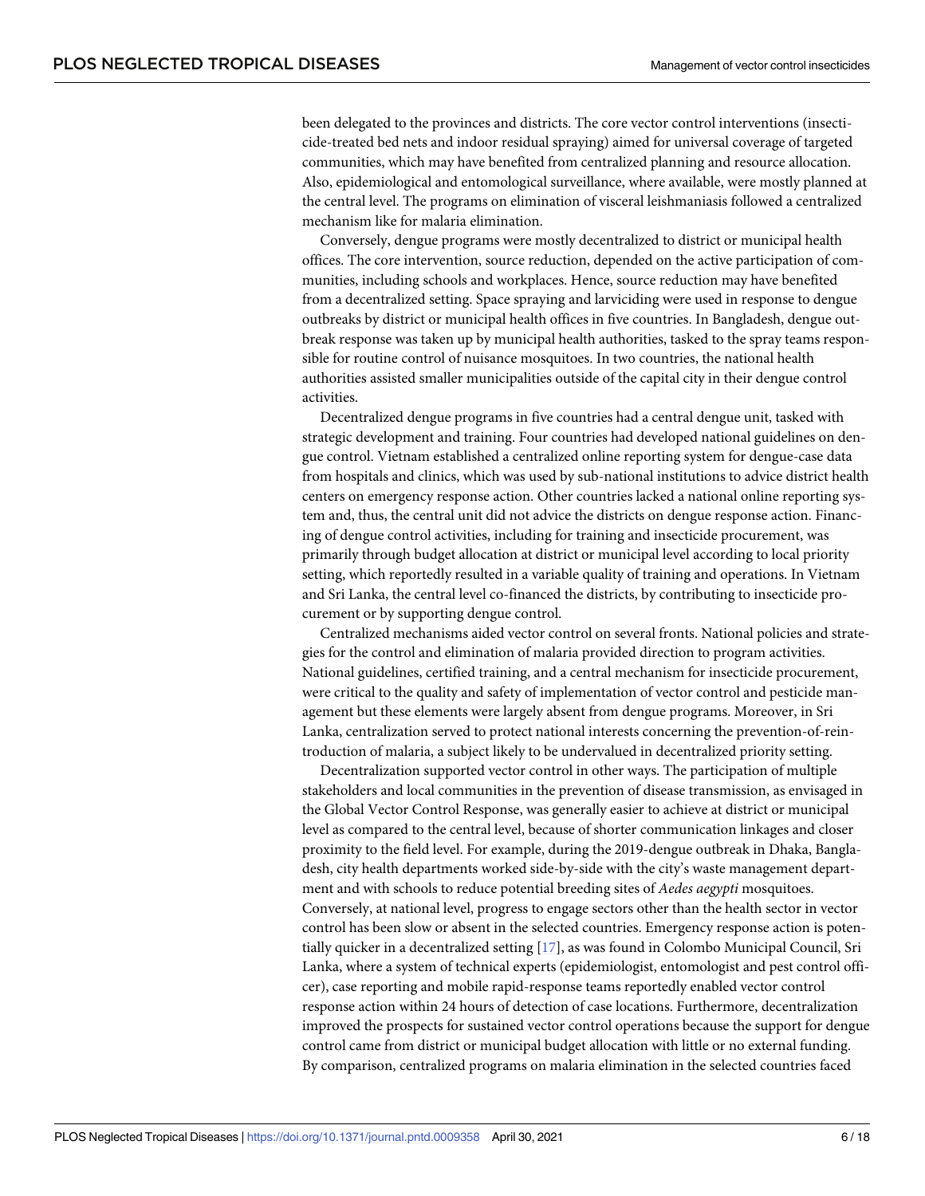been delegated to the provinces and districts. The core vector control interventions (insecticide-treated bed nets and indoor residual spraying) aimed for universal coverage of targeted communities, which may have benefited from centralized planning and resource allocation. Also, epidemiological and entomological surveillance, where available, were mostly planned at the central level. The programs on elimination of visceral leishmaniasis followed a centralized mechanism like for malaria elimination.

Conversely, dengue programs were mostly decentralized to district or municipal health offices. The core intervention, source reduction, depended on the active participation of communities, including schools and workplaces. Hence, source reduction may have benefited from a decentralized setting. Space spraying and larviciding were used in response to dengue outbreaks by district or municipal health offices in five countries. In Bangladesh, dengue outbreak response was taken up by municipal health authorities, tasked to the spray teams responsible for routine control of nuisance mosquitoes. In two countries, the national health authorities assisted smaller municipalities outside of the capital city in their dengue control activities.

Decentralized dengue programs in five countries had a central dengue unit, tasked with strategic development and training. Four countries had developed national guidelines on dengue control. Vietnam established a centralized online reporting system for dengue-case data from hospitals and clinics, which was used by sub-national institutions to advice district health centers on emergency response action. Other countries lacked a national online reporting system and, thus, the central unit did not advice the districts on dengue response action. Financing of dengue control activities, including for training and insecticide procurement, was primarily through budget allocation at district or municipal level according to local priority setting, which reportedly resulted in a variable quality of training and operations. In Vietnam and Sri Lanka, the central level co-financed the districts, by contributing to insecticide procurement or by supporting dengue control.

Centralized mechanisms aided vector control on several fronts. National policies and strategies for the control and elimination of malaria provided direction to program activities. National guidelines, certified training, and a central mechanism for insecticide procurement, were critical to the quality and safety of implementation of vector control and pesticide management but these elements were largely absent from dengue programs. Moreover, in Sri Lanka, centralization served to protect national interests concerning the prevention-of-reintroduction of malaria, a subject likely to be undervalued in decentralized priority setting.

Decentralization supported vector control in other ways. The participation of multiple stakeholders and local communities in the prevention of disease transmission, as envisaged in the Global Vector Control Response, was generally easier to achieve at district or municipal level as compared to the central level, because of shorter communication linkages and closer proximity to the field level. For example, during the 2019-dengue outbreak in Dhaka, Bangladesh, city health departments worked side-by-side with the city's waste management department and with schools to reduce potential breeding sites of *Aedes aegypti* mosquitoes. Conversely, at national level, progress to engage sectors other than the health sector in vector control has been slow or absent in the selected countries. Emergency response action is potentially quicker in a decentralized setting [17], as was found in Colombo Municipal Council, Sri Lanka, where a system of technical experts (epidemiologist, entomologist and pest control officer), case reporting and mobile rapid-response teams reportedly enabled vector control response action within 24 hours of detection of case locations. Furthermore, decentralization improved the prospects for sustained vector control operations because the support for dengue control came from district or municipal budget allocation with little or no external funding. By comparison, centralized programs on malaria elimination in the selected countries faced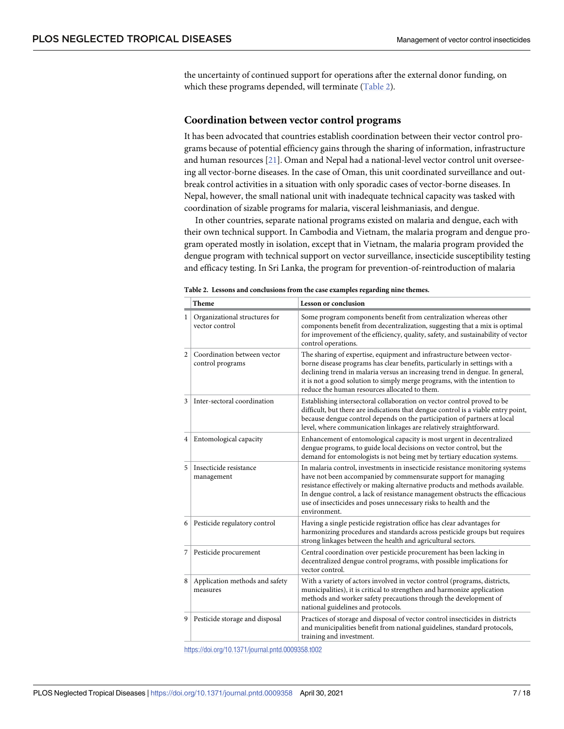the uncertainty of continued support for operations after the external donor funding, on which these programs depended, will terminate (Table 2).

## Coordination between vector control programs

It has been advocated that countries establish coordination between their vector control programs because of potential efficiency gains through the sharing of information, infrastructure and human resources [21]. Oman and Nepal had a national-level vector control unit overseeing all vector-borne diseases. In the case of Oman, this unit coordinated surveillance and outbreak control activities in a situation with only sporadic cases of vector-borne diseases. In Nepal, however, the small national unit with inadequate technical capacity was tasked with coordination of sizable programs for malaria, visceral leishmaniasis, and dengue.

In other countries, separate national programs existed on malaria and dengue, each with their own technical support. In Cambodia and Vietnam, the malaria program and dengue program operated mostly in isolation, except that in Vietnam, the malaria program provided the dengue program with technical support on vector surveillance, insecticide susceptibility testing and efficacy testing. In Sri Lanka, the program for prevention-of-reintroduction of malaria

**Table 2. Lessons and conclusions from the case examples regarding nine themes.**

| | Theme | Lesson or conclusion |
|---|---|---|
| 1 | Organizational structures for vector control | Some program components benefit from centralization whereas other components benefit from decentralization, suggesting that a mix is optimal for improvement of the efficiency, quality, safety, and sustainability of vector control operations. |
| 2 | Coordination between vector control programs | The sharing of expertise, equipment and infrastructure between vector-borne disease programs has clear benefits, particularly in settings with a declining trend in malaria versus an increasing trend in dengue. In general, it is not a good solution to simply merge programs, with the intention to reduce the human resources allocated to them. |
| 3 | Inter-sectoral coordination | Establishing intersectoral collaboration on vector control proved to be difficult, but there are indications that dengue control is a viable entry point, because dengue control depends on the participation of partners at local level, where communication linkages are relatively straightforward. |
| 4 | Entomological capacity | Enhancement of entomological capacity is most urgent in decentralized dengue programs, to guide local decisions on vector control, but the demand for entomologists is not being met by tertiary education systems. |
| 5 | Insecticide resistance management | In malaria control, investments in insecticide resistance monitoring systems have not been accompanied by commensurate support for managing resistance effectively or making alternative products and methods available. In dengue control, a lack of resistance management obstructs the efficacious use of insecticides and poses unnecessary risks to health and the environment. |
| 6 | Pesticide regulatory control | Having a single pesticide registration office has clear advantages for harmonizing procedures and standards across pesticide groups but requires strong linkages between the health and agricultural sectors. |
| 7 | Pesticide procurement | Central coordination over pesticide procurement has been lacking in decentralized dengue control programs, with possible implications for vector control. |
| 8 | Application methods and safety measures | With a variety of actors involved in vector control (programs, districts, municipalities), it is critical to strengthen and harmonize application methods and worker safety precautions through the development of national guidelines and protocols. |
| 9 | Pesticide storage and disposal | Practices of storage and disposal of vector control insecticides in districts and municipalities benefit from national guidelines, standard protocols, training and investment. |

https://doi.org/10.1371/journal.pntd.0009358.t002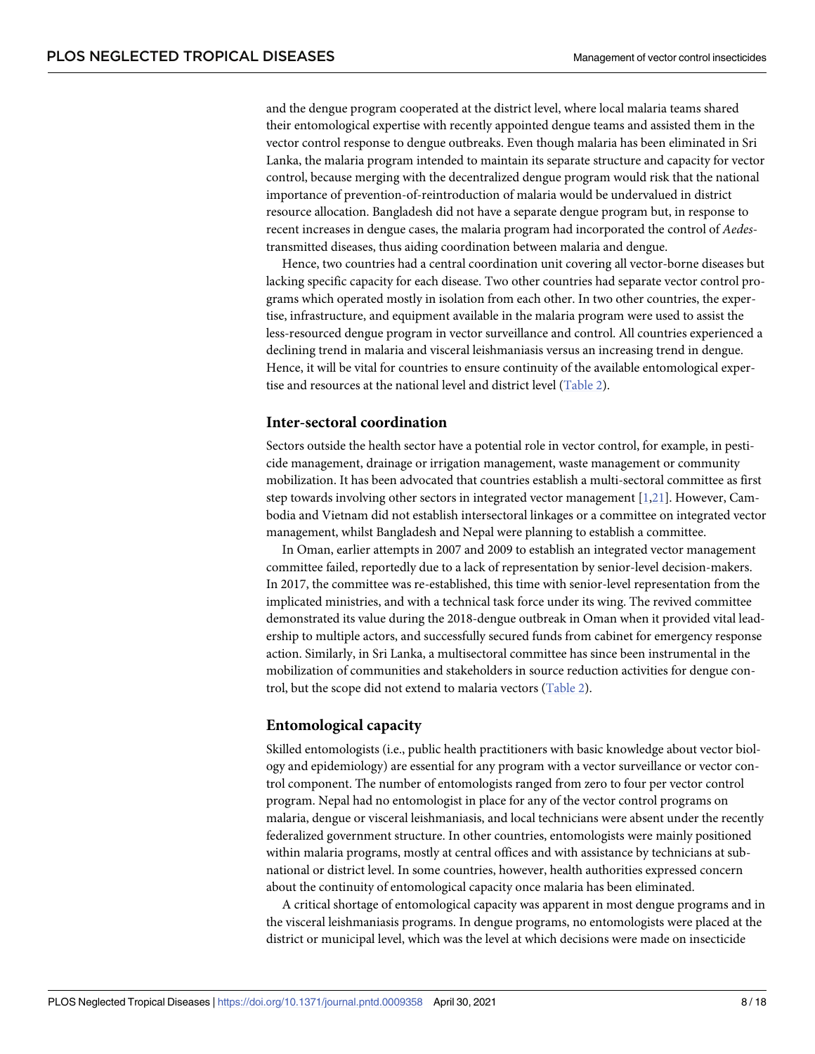and the dengue program cooperated at the district level, where local malaria teams shared their entomological expertise with recently appointed dengue teams and assisted them in the vector control response to dengue outbreaks. Even though malaria has been eliminated in Sri Lanka, the malaria program intended to maintain its separate structure and capacity for vector control, because merging with the decentralized dengue program would risk that the national importance of prevention-of-reintroduction of malaria would be undervalued in district resource allocation. Bangladesh did not have a separate dengue program but, in response to recent increases in dengue cases, the malaria program had incorporated the control of *Aedes*-transmitted diseases, thus aiding coordination between malaria and dengue.

Hence, two countries had a central coordination unit covering all vector-borne diseases but lacking specific capacity for each disease. Two other countries had separate vector control programs which operated mostly in isolation from each other. In two other countries, the expertise, infrastructure, and equipment available in the malaria program were used to assist the less-resourced dengue program in vector surveillance and control. All countries experienced a declining trend in malaria and visceral leishmaniasis versus an increasing trend in dengue. Hence, it will be vital for countries to ensure continuity of the available entomological expertise and resources at the national level and district level (Table 2).

## Inter-sectoral coordination

Sectors outside the health sector have a potential role in vector control, for example, in pesticide management, drainage or irrigation management, waste management or community mobilization. It has been advocated that countries establish a multi-sectoral committee as first step towards involving other sectors in integrated vector management [1,21]. However, Cambodia and Vietnam did not establish intersectoral linkages or a committee on integrated vector management, whilst Bangladesh and Nepal were planning to establish a committee.

In Oman, earlier attempts in 2007 and 2009 to establish an integrated vector management committee failed, reportedly due to a lack of representation by senior-level decision-makers. In 2017, the committee was re-established, this time with senior-level representation from the implicated ministries, and with a technical task force under its wing. The revived committee demonstrated its value during the 2018-dengue outbreak in Oman when it provided vital leadership to multiple actors, and successfully secured funds from cabinet for emergency response action. Similarly, in Sri Lanka, a multisectoral committee has since been instrumental in the mobilization of communities and stakeholders in source reduction activities for dengue control, but the scope did not extend to malaria vectors (Table 2).

## Entomological capacity

Skilled entomologists (i.e., public health practitioners with basic knowledge about vector biology and epidemiology) are essential for any program with a vector surveillance or vector control component. The number of entomologists ranged from zero to four per vector control program. Nepal had no entomologist in place for any of the vector control programs on malaria, dengue or visceral leishmaniasis, and local technicians were absent under the recently federalized government structure. In other countries, entomologists were mainly positioned within malaria programs, mostly at central offices and with assistance by technicians at subnational or district level. In some countries, however, health authorities expressed concern about the continuity of entomological capacity once malaria has been eliminated.

A critical shortage of entomological capacity was apparent in most dengue programs and in the visceral leishmaniasis programs. In dengue programs, no entomologists were placed at the district or municipal level, which was the level at which decisions were made on insecticide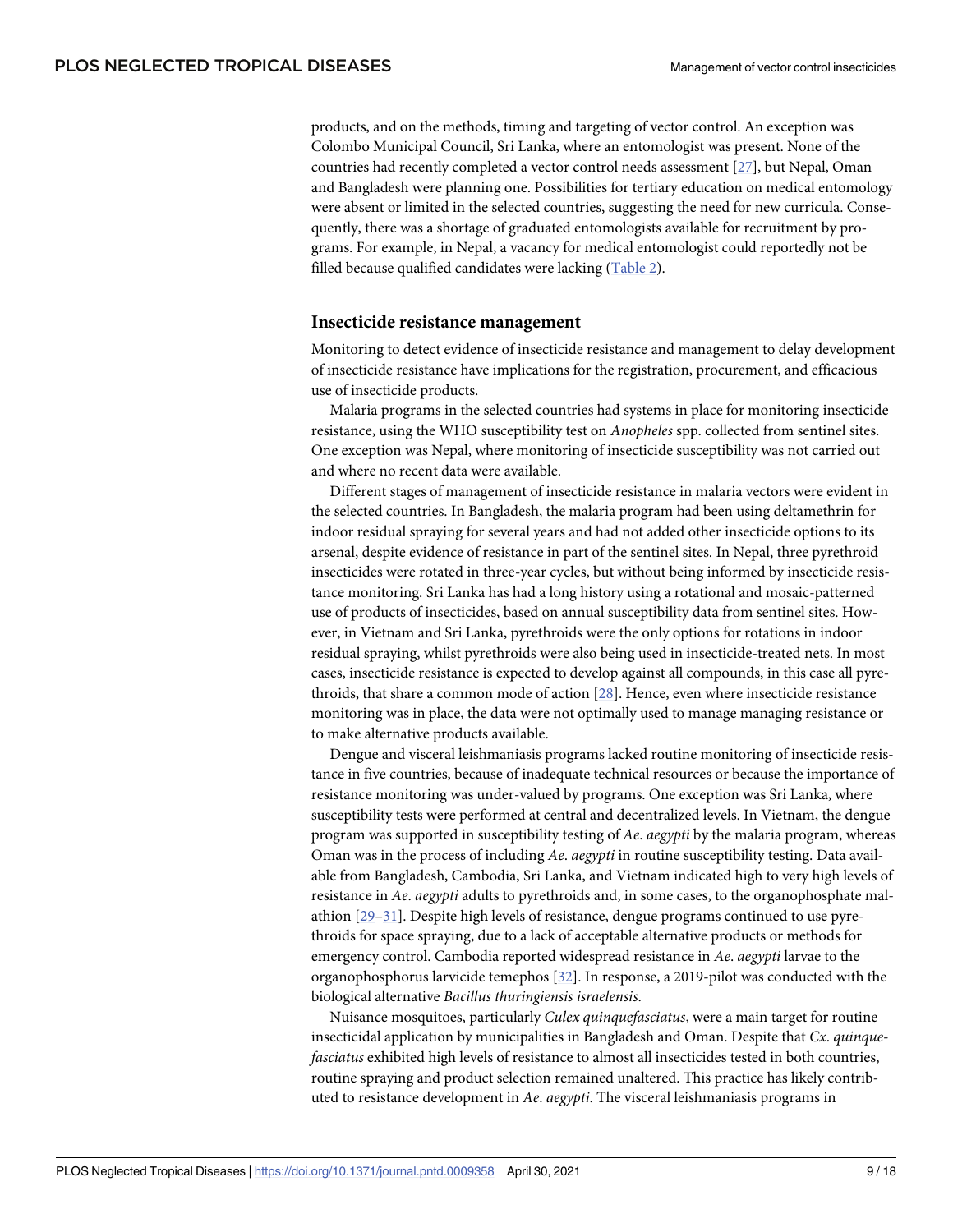products, and on the methods, timing and targeting of vector control. An exception was Colombo Municipal Council, Sri Lanka, where an entomologist was present. None of the countries had recently completed a vector control needs assessment [27], but Nepal, Oman and Bangladesh were planning one. Possibilities for tertiary education on medical entomology were absent or limited in the selected countries, suggesting the need for new curricula. Consequently, there was a shortage of graduated entomologists available for recruitment by programs. For example, in Nepal, a vacancy for medical entomologist could reportedly not be filled because qualified candidates were lacking (Table 2).

## Insecticide resistance management

Monitoring to detect evidence of insecticide resistance and management to delay development of insecticide resistance have implications for the registration, procurement, and efficacious use of insecticide products.

Malaria programs in the selected countries had systems in place for monitoring insecticide resistance, using the WHO susceptibility test on *Anopheles* spp. collected from sentinel sites. One exception was Nepal, where monitoring of insecticide susceptibility was not carried out and where no recent data were available.

Different stages of management of insecticide resistance in malaria vectors were evident in the selected countries. In Bangladesh, the malaria program had been using deltamethrin for indoor residual spraying for several years and had not added other insecticide options to its arsenal, despite evidence of resistance in part of the sentinel sites. In Nepal, three pyrethroid insecticides were rotated in three-year cycles, but without being informed by insecticide resistance monitoring. Sri Lanka has had a long history using a rotational and mosaic-patterned use of products of insecticides, based on annual susceptibility data from sentinel sites. However, in Vietnam and Sri Lanka, pyrethroids were the only options for rotations in indoor residual spraying, whilst pyrethroids were also being used in insecticide-treated nets. In most cases, insecticide resistance is expected to develop against all compounds, in this case all pyrethroids, that share a common mode of action [28]. Hence, even where insecticide resistance monitoring was in place, the data were not optimally used to manage managing resistance or to make alternative products available.

Dengue and visceral leishmaniasis programs lacked routine monitoring of insecticide resistance in five countries, because of inadequate technical resources or because the importance of resistance monitoring was under-valued by programs. One exception was Sri Lanka, where susceptibility tests were performed at central and decentralized levels. In Vietnam, the dengue program was supported in susceptibility testing of *Ae*. *aegypti* by the malaria program, whereas Oman was in the process of including *Ae*. *aegypti* in routine susceptibility testing. Data available from Bangladesh, Cambodia, Sri Lanka, and Vietnam indicated high to very high levels of resistance in *Ae*. *aegypti* adults to pyrethroids and, in some cases, to the organophosphate malathion [29–31]. Despite high levels of resistance, dengue programs continued to use pyrethroids for space spraying, due to a lack of acceptable alternative products or methods for emergency control. Cambodia reported widespread resistance in *Ae*. *aegypti* larvae to the organophosphorus larvicide temephos [32]. In response, a 2019-pilot was conducted with the biological alternative *Bacillus thuringiensis israelensis*.

Nuisance mosquitoes, particularly *Culex quinquefasciatus*, were a main target for routine insecticidal application by municipalities in Bangladesh and Oman. Despite that *Cx*. *quinquefasciatus* exhibited high levels of resistance to almost all insecticides tested in both countries, routine spraying and product selection remained unaltered. This practice has likely contributed to resistance development in *Ae*. *aegypti*. The visceral leishmaniasis programs in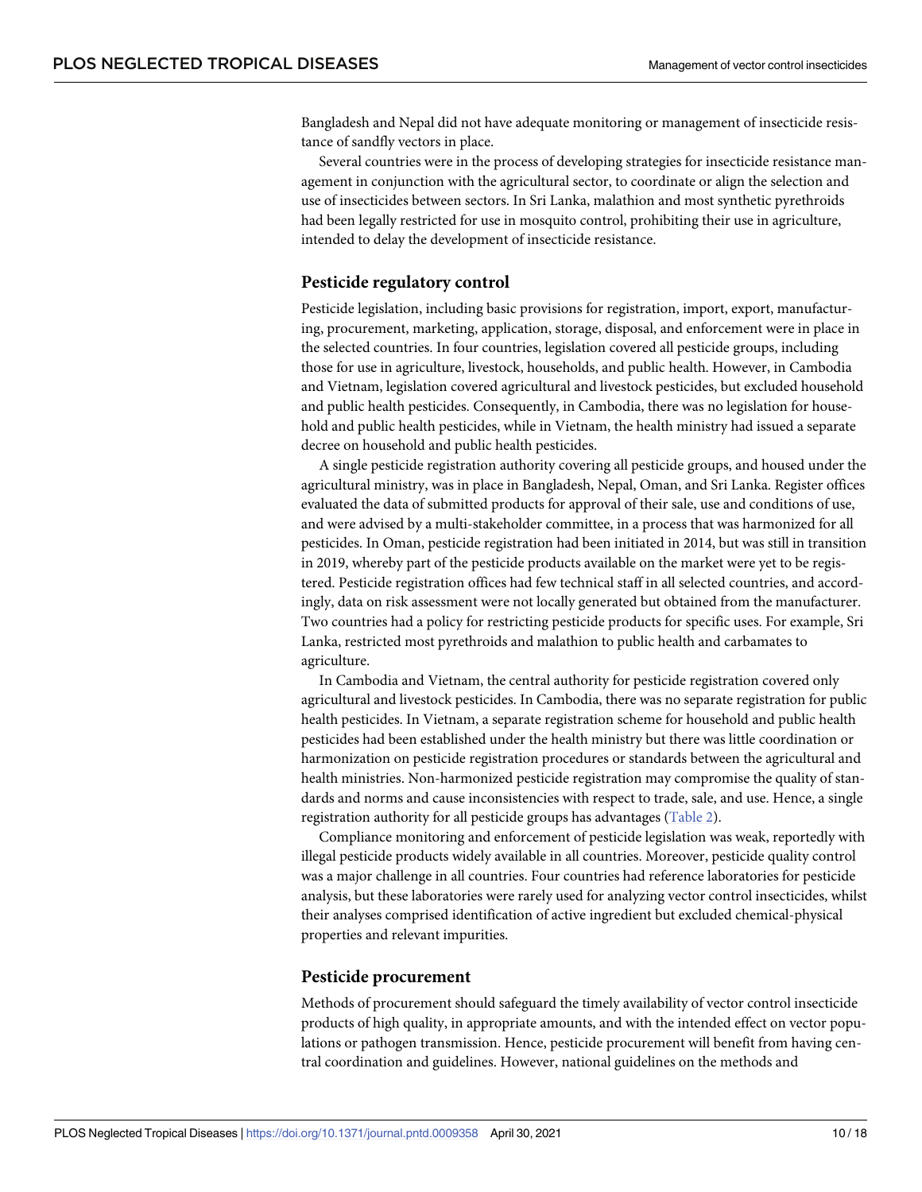Bangladesh and Nepal did not have adequate monitoring or management of insecticide resistance of sandfly vectors in place.

Several countries were in the process of developing strategies for insecticide resistance management in conjunction with the agricultural sector, to coordinate or align the selection and use of insecticides between sectors. In Sri Lanka, malathion and most synthetic pyrethroids had been legally restricted for use in mosquito control, prohibiting their use in agriculture, intended to delay the development of insecticide resistance.

## Pesticide regulatory control

Pesticide legislation, including basic provisions for registration, import, export, manufacturing, procurement, marketing, application, storage, disposal, and enforcement were in place in the selected countries. In four countries, legislation covered all pesticide groups, including those for use in agriculture, livestock, households, and public health. However, in Cambodia and Vietnam, legislation covered agricultural and livestock pesticides, but excluded household and public health pesticides. Consequently, in Cambodia, there was no legislation for household and public health pesticides, while in Vietnam, the health ministry had issued a separate decree on household and public health pesticides.

A single pesticide registration authority covering all pesticide groups, and housed under the agricultural ministry, was in place in Bangladesh, Nepal, Oman, and Sri Lanka. Register offices evaluated the data of submitted products for approval of their sale, use and conditions of use, and were advised by a multi-stakeholder committee, in a process that was harmonized for all pesticides. In Oman, pesticide registration had been initiated in 2014, but was still in transition in 2019, whereby part of the pesticide products available on the market were yet to be registered. Pesticide registration offices had few technical staff in all selected countries, and accordingly, data on risk assessment were not locally generated but obtained from the manufacturer. Two countries had a policy for restricting pesticide products for specific uses. For example, Sri Lanka, restricted most pyrethroids and malathion to public health and carbamates to agriculture.

In Cambodia and Vietnam, the central authority for pesticide registration covered only agricultural and livestock pesticides. In Cambodia, there was no separate registration for public health pesticides. In Vietnam, a separate registration scheme for household and public health pesticides had been established under the health ministry but there was little coordination or harmonization on pesticide registration procedures or standards between the agricultural and health ministries. Non-harmonized pesticide registration may compromise the quality of standards and norms and cause inconsistencies with respect to trade, sale, and use. Hence, a single registration authority for all pesticide groups has advantages (Table 2).

Compliance monitoring and enforcement of pesticide legislation was weak, reportedly with illegal pesticide products widely available in all countries. Moreover, pesticide quality control was a major challenge in all countries. Four countries had reference laboratories for pesticide analysis, but these laboratories were rarely used for analyzing vector control insecticides, whilst their analyses comprised identification of active ingredient but excluded chemical-physical properties and relevant impurities.

## Pesticide procurement

Methods of procurement should safeguard the timely availability of vector control insecticide products of high quality, in appropriate amounts, and with the intended effect on vector populations or pathogen transmission. Hence, pesticide procurement will benefit from having central coordination and guidelines. However, national guidelines on the methods and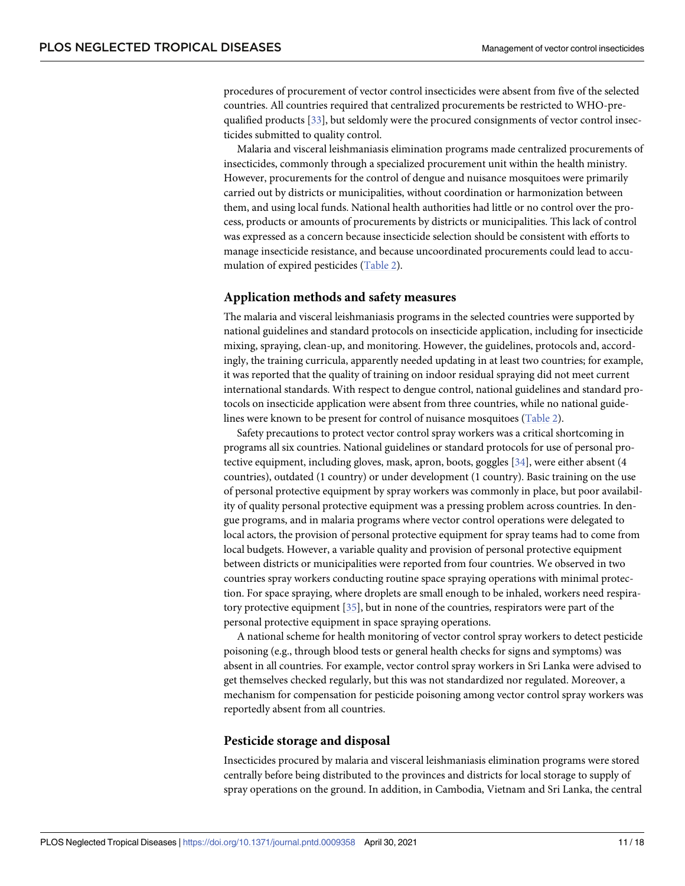procedures of procurement of vector control insecticides were absent from five of the selected countries. All countries required that centralized procurements be restricted to WHO-prequalified products [33], but seldomly were the procured consignments of vector control insecticides submitted to quality control.

Malaria and visceral leishmaniasis elimination programs made centralized procurements of insecticides, commonly through a specialized procurement unit within the health ministry. However, procurements for the control of dengue and nuisance mosquitoes were primarily carried out by districts or municipalities, without coordination or harmonization between them, and using local funds. National health authorities had little or no control over the process, products or amounts of procurements by districts or municipalities. This lack of control was expressed as a concern because insecticide selection should be consistent with efforts to manage insecticide resistance, and because uncoordinated procurements could lead to accumulation of expired pesticides (Table 2).

## Application methods and safety measures

The malaria and visceral leishmaniasis programs in the selected countries were supported by national guidelines and standard protocols on insecticide application, including for insecticide mixing, spraying, clean-up, and monitoring. However, the guidelines, protocols and, accordingly, the training curricula, apparently needed updating in at least two countries; for example, it was reported that the quality of training on indoor residual spraying did not meet current international standards. With respect to dengue control, national guidelines and standard protocols on insecticide application were absent from three countries, while no national guidelines were known to be present for control of nuisance mosquitoes (Table 2).

Safety precautions to protect vector control spray workers was a critical shortcoming in programs all six countries. National guidelines or standard protocols for use of personal protective equipment, including gloves, mask, apron, boots, goggles [34], were either absent (4 countries), outdated (1 country) or under development (1 country). Basic training on the use of personal protective equipment by spray workers was commonly in place, but poor availability of quality personal protective equipment was a pressing problem across countries. In dengue programs, and in malaria programs where vector control operations were delegated to local actors, the provision of personal protective equipment for spray teams had to come from local budgets. However, a variable quality and provision of personal protective equipment between districts or municipalities were reported from four countries. We observed in two countries spray workers conducting routine space spraying operations with minimal protection. For space spraying, where droplets are small enough to be inhaled, workers need respiratory protective equipment [35], but in none of the countries, respirators were part of the personal protective equipment in space spraying operations.

A national scheme for health monitoring of vector control spray workers to detect pesticide poisoning (e.g., through blood tests or general health checks for signs and symptoms) was absent in all countries. For example, vector control spray workers in Sri Lanka were advised to get themselves checked regularly, but this was not standardized nor regulated. Moreover, a mechanism for compensation for pesticide poisoning among vector control spray workers was reportedly absent from all countries.

## Pesticide storage and disposal

Insecticides procured by malaria and visceral leishmaniasis elimination programs were stored centrally before being distributed to the provinces and districts for local storage to supply of spray operations on the ground. In addition, in Cambodia, Vietnam and Sri Lanka, the central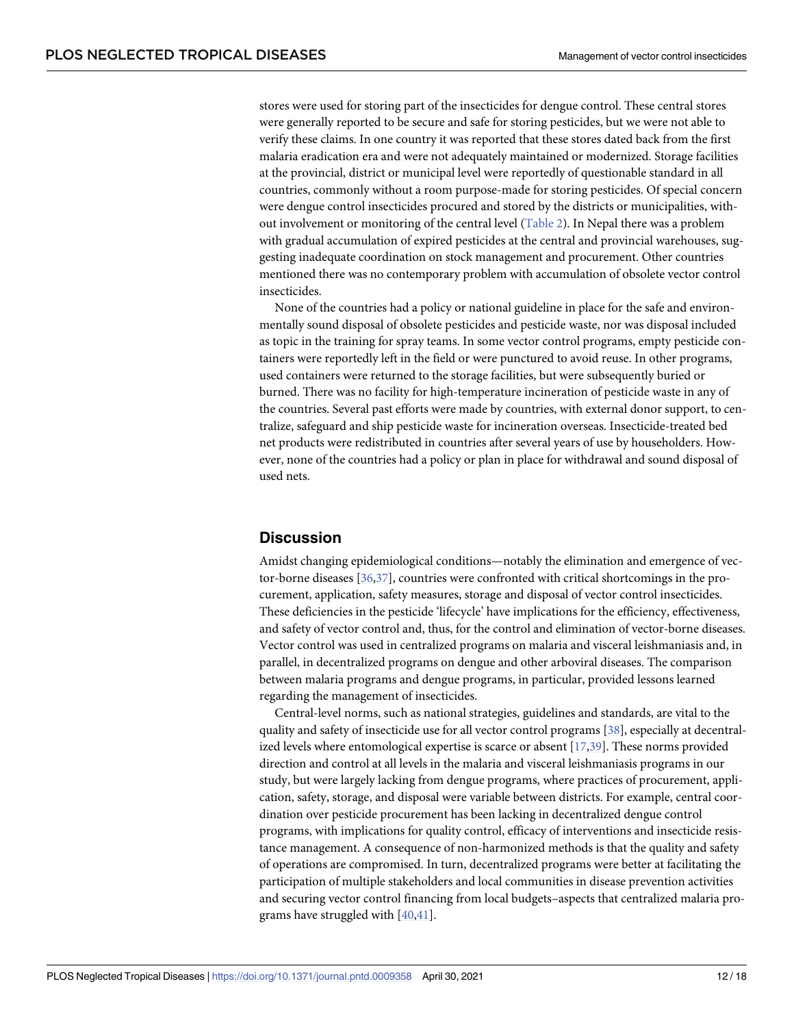stores were used for storing part of the insecticides for dengue control. These central stores were generally reported to be secure and safe for storing pesticides, but we were not able to verify these claims. In one country it was reported that these stores dated back from the first malaria eradication era and were not adequately maintained or modernized. Storage facilities at the provincial, district or municipal level were reportedly of questionable standard in all countries, commonly without a room purpose-made for storing pesticides. Of special concern were dengue control insecticides procured and stored by the districts or municipalities, without involvement or monitoring of the central level (Table 2). In Nepal there was a problem with gradual accumulation of expired pesticides at the central and provincial warehouses, suggesting inadequate coordination on stock management and procurement. Other countries mentioned there was no contemporary problem with accumulation of obsolete vector control insecticides.

None of the countries had a policy or national guideline in place for the safe and environmentally sound disposal of obsolete pesticides and pesticide waste, nor was disposal included as topic in the training for spray teams. In some vector control programs, empty pesticide containers were reportedly left in the field or were punctured to avoid reuse. In other programs, used containers were returned to the storage facilities, but were subsequently buried or burned. There was no facility for high-temperature incineration of pesticide waste in any of the countries. Several past efforts were made by countries, with external donor support, to centralize, safeguard and ship pesticide waste for incineration overseas. Insecticide-treated bed net products were redistributed in countries after several years of use by householders. However, none of the countries had a policy or plan in place for withdrawal and sound disposal of used nets.

## Discussion

Amidst changing epidemiological conditions—notably the elimination and emergence of vector-borne diseases [36,37], countries were confronted with critical shortcomings in the procurement, application, safety measures, storage and disposal of vector control insecticides. These deficiencies in the pesticide 'lifecycle' have implications for the efficiency, effectiveness, and safety of vector control and, thus, for the control and elimination of vector-borne diseases. Vector control was used in centralized programs on malaria and visceral leishmaniasis and, in parallel, in decentralized programs on dengue and other arboviral diseases. The comparison between malaria programs and dengue programs, in particular, provided lessons learned regarding the management of insecticides.

Central-level norms, such as national strategies, guidelines and standards, are vital to the quality and safety of insecticide use for all vector control programs [38], especially at decentralized levels where entomological expertise is scarce or absent [17,39]. These norms provided direction and control at all levels in the malaria and visceral leishmaniasis programs in our study, but were largely lacking from dengue programs, where practices of procurement, application, safety, storage, and disposal were variable between districts. For example, central coordination over pesticide procurement has been lacking in decentralized dengue control programs, with implications for quality control, efficacy of interventions and insecticide resistance management. A consequence of non-harmonized methods is that the quality and safety of operations are compromised. In turn, decentralized programs were better at facilitating the participation of multiple stakeholders and local communities in disease prevention activities and securing vector control financing from local budgets–aspects that centralized malaria programs have struggled with [40,41].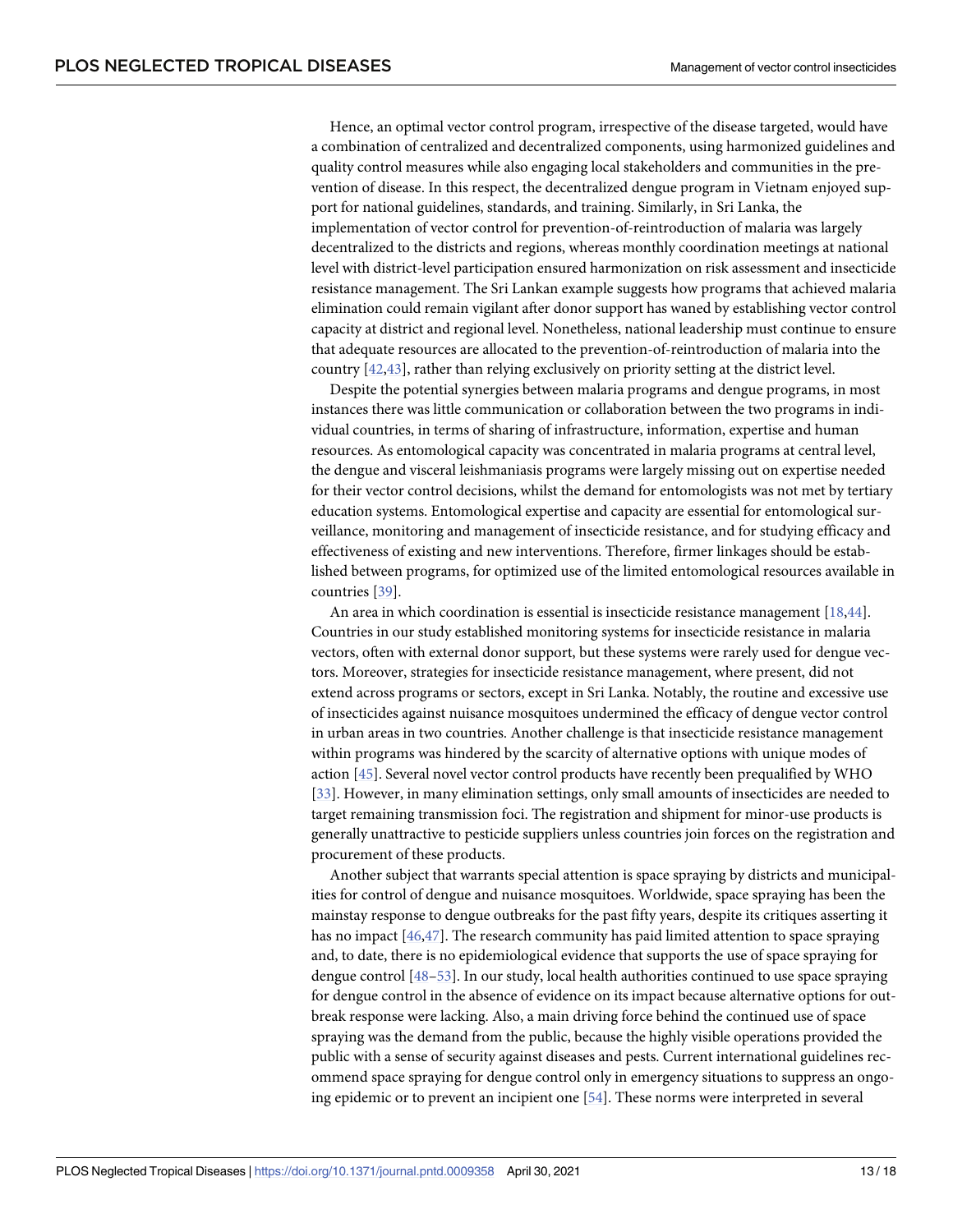Hence, an optimal vector control program, irrespective of the disease targeted, would have a combination of centralized and decentralized components, using harmonized guidelines and quality control measures while also engaging local stakeholders and communities in the prevention of disease. In this respect, the decentralized dengue program in Vietnam enjoyed support for national guidelines, standards, and training. Similarly, in Sri Lanka, the implementation of vector control for prevention-of-reintroduction of malaria was largely decentralized to the districts and regions, whereas monthly coordination meetings at national level with district-level participation ensured harmonization on risk assessment and insecticide resistance management. The Sri Lankan example suggests how programs that achieved malaria elimination could remain vigilant after donor support has waned by establishing vector control capacity at district and regional level. Nonetheless, national leadership must continue to ensure that adequate resources are allocated to the prevention-of-reintroduction of malaria into the country [42,43], rather than relying exclusively on priority setting at the district level.

Despite the potential synergies between malaria programs and dengue programs, in most instances there was little communication or collaboration between the two programs in individual countries, in terms of sharing of infrastructure, information, expertise and human resources. As entomological capacity was concentrated in malaria programs at central level, the dengue and visceral leishmaniasis programs were largely missing out on expertise needed for their vector control decisions, whilst the demand for entomologists was not met by tertiary education systems. Entomological expertise and capacity are essential for entomological surveillance, monitoring and management of insecticide resistance, and for studying efficacy and effectiveness of existing and new interventions. Therefore, firmer linkages should be established between programs, for optimized use of the limited entomological resources available in countries [39].

An area in which coordination is essential is insecticide resistance management [18,44]. Countries in our study established monitoring systems for insecticide resistance in malaria vectors, often with external donor support, but these systems were rarely used for dengue vectors. Moreover, strategies for insecticide resistance management, where present, did not extend across programs or sectors, except in Sri Lanka. Notably, the routine and excessive use of insecticides against nuisance mosquitoes undermined the efficacy of dengue vector control in urban areas in two countries. Another challenge is that insecticide resistance management within programs was hindered by the scarcity of alternative options with unique modes of action [45]. Several novel vector control products have recently been prequalified by WHO [33]. However, in many elimination settings, only small amounts of insecticides are needed to target remaining transmission foci. The registration and shipment for minor-use products is generally unattractive to pesticide suppliers unless countries join forces on the registration and procurement of these products.

Another subject that warrants special attention is space spraying by districts and municipalities for control of dengue and nuisance mosquitoes. Worldwide, space spraying has been the mainstay response to dengue outbreaks for the past fifty years, despite its critiques asserting it has no impact [46,47]. The research community has paid limited attention to space spraying and, to date, there is no epidemiological evidence that supports the use of space spraying for dengue control [48–53]. In our study, local health authorities continued to use space spraying for dengue control in the absence of evidence on its impact because alternative options for outbreak response were lacking. Also, a main driving force behind the continued use of space spraying was the demand from the public, because the highly visible operations provided the public with a sense of security against diseases and pests. Current international guidelines recommend space spraying for dengue control only in emergency situations to suppress an ongoing epidemic or to prevent an incipient one [54]. These norms were interpreted in several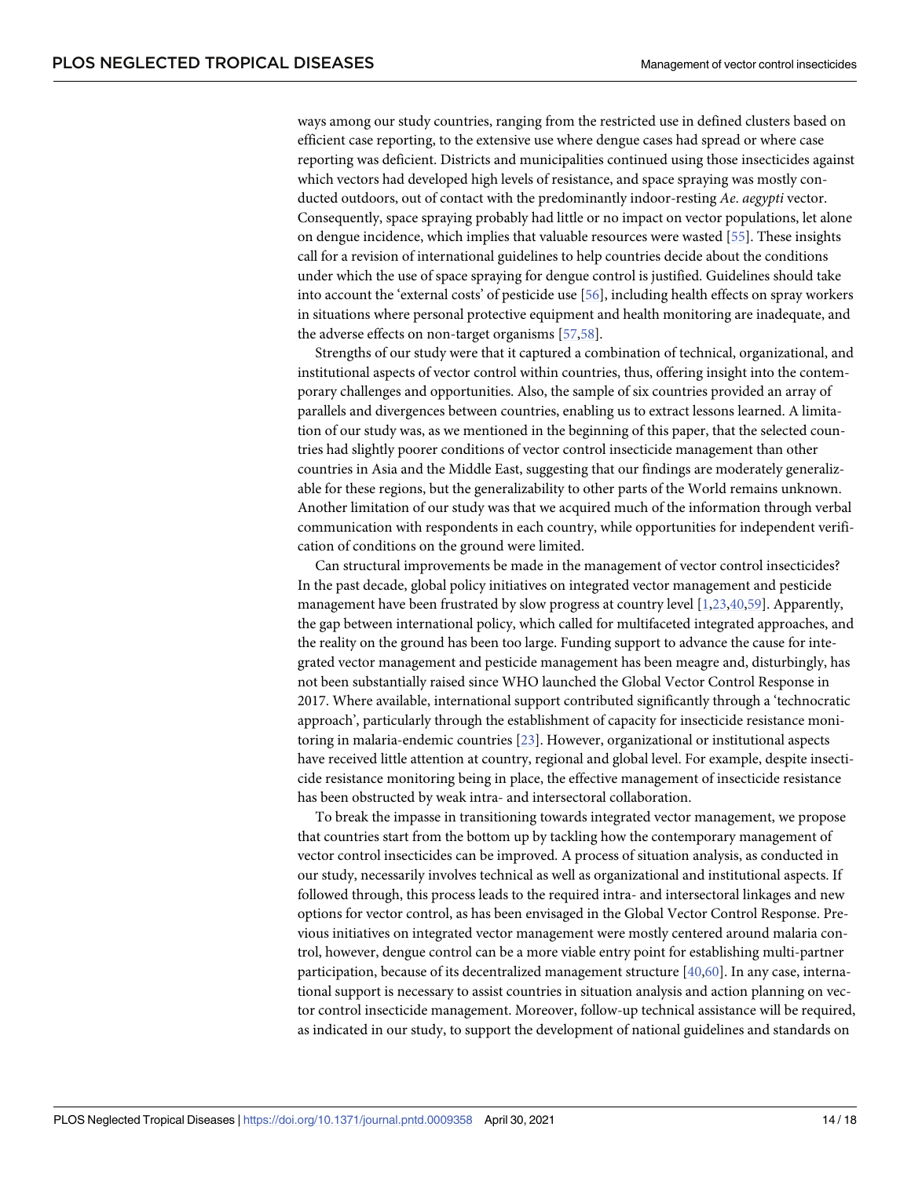ways among our study countries, ranging from the restricted use in defined clusters based on efficient case reporting, to the extensive use where dengue cases had spread or where case reporting was deficient. Districts and municipalities continued using those insecticides against which vectors had developed high levels of resistance, and space spraying was mostly conducted outdoors, out of contact with the predominantly indoor-resting *Ae. aegypti* vector. Consequently, space spraying probably had little or no impact on vector populations, let alone on dengue incidence, which implies that valuable resources were wasted [55]. These insights call for a revision of international guidelines to help countries decide about the conditions under which the use of space spraying for dengue control is justified. Guidelines should take into account the 'external costs' of pesticide use [56], including health effects on spray workers in situations where personal protective equipment and health monitoring are inadequate, and the adverse effects on non-target organisms [57,58].

Strengths of our study were that it captured a combination of technical, organizational, and institutional aspects of vector control within countries, thus, offering insight into the contemporary challenges and opportunities. Also, the sample of six countries provided an array of parallels and divergences between countries, enabling us to extract lessons learned. A limitation of our study was, as we mentioned in the beginning of this paper, that the selected countries had slightly poorer conditions of vector control insecticide management than other countries in Asia and the Middle East, suggesting that our findings are moderately generalizable for these regions, but the generalizability to other parts of the World remains unknown. Another limitation of our study was that we acquired much of the information through verbal communication with respondents in each country, while opportunities for independent verification of conditions on the ground were limited.

Can structural improvements be made in the management of vector control insecticides? In the past decade, global policy initiatives on integrated vector management and pesticide management have been frustrated by slow progress at country level [1,23,40,59]. Apparently, the gap between international policy, which called for multifaceted integrated approaches, and the reality on the ground has been too large. Funding support to advance the cause for integrated vector management and pesticide management has been meagre and, disturbingly, has not been substantially raised since WHO launched the Global Vector Control Response in 2017. Where available, international support contributed significantly through a 'technocratic approach', particularly through the establishment of capacity for insecticide resistance monitoring in malaria-endemic countries [23]. However, organizational or institutional aspects have received little attention at country, regional and global level. For example, despite insecticide resistance monitoring being in place, the effective management of insecticide resistance has been obstructed by weak intra- and intersectoral collaboration.

To break the impasse in transitioning towards integrated vector management, we propose that countries start from the bottom up by tackling how the contemporary management of vector control insecticides can be improved. A process of situation analysis, as conducted in our study, necessarily involves technical as well as organizational and institutional aspects. If followed through, this process leads to the required intra- and intersectoral linkages and new options for vector control, as has been envisaged in the Global Vector Control Response. Previous initiatives on integrated vector management were mostly centered around malaria control, however, dengue control can be a more viable entry point for establishing multi-partner participation, because of its decentralized management structure [40,60]. In any case, international support is necessary to assist countries in situation analysis and action planning on vector control insecticide management. Moreover, follow-up technical assistance will be required, as indicated in our study, to support the development of national guidelines and standards on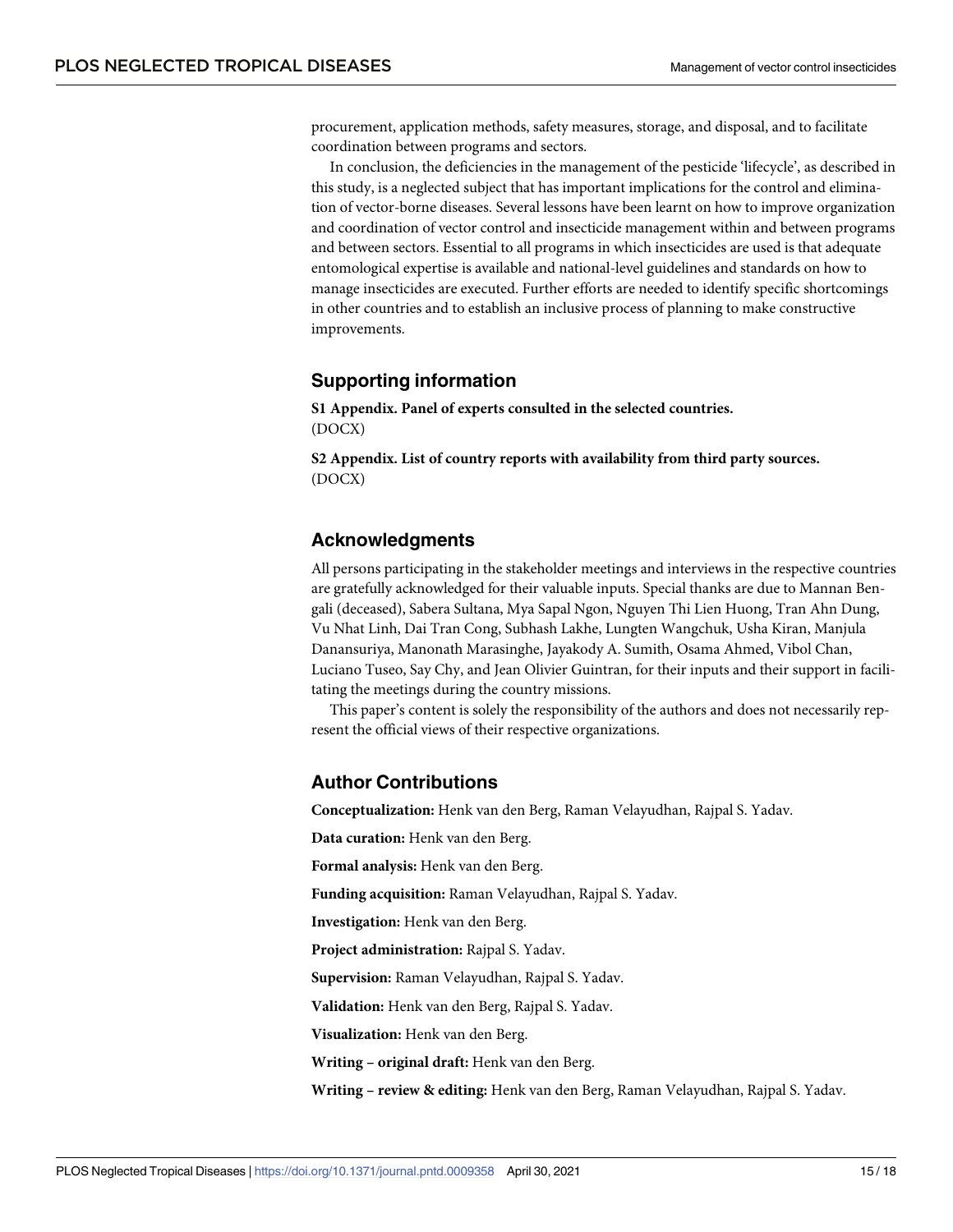procurement, application methods, safety measures, storage, and disposal, and to facilitate coordination between programs and sectors.

In conclusion, the deficiencies in the management of the pesticide 'lifecycle', as described in this study, is a neglected subject that has important implications for the control and elimination of vector-borne diseases. Several lessons have been learnt on how to improve organization and coordination of vector control and insecticide management within and between programs and between sectors. Essential to all programs in which insecticides are used is that adequate entomological expertise is available and national-level guidelines and standards on how to manage insecticides are executed. Further efforts are needed to identify specific shortcomings in other countries and to establish an inclusive process of planning to make constructive improvements.

## Supporting information

**S1 Appendix. Panel of experts consulted in the selected countries.**
(DOCX)

**S2 Appendix. List of country reports with availability from third party sources.**
(DOCX)

## Acknowledgments

All persons participating in the stakeholder meetings and interviews in the respective countries are gratefully acknowledged for their valuable inputs. Special thanks are due to Mannan Bengali (deceased), Sabera Sultana, Mya Sapal Ngon, Nguyen Thi Lien Huong, Tran Ahn Dung, Vu Nhat Linh, Dai Tran Cong, Subhash Lakhe, Lungten Wangchuk, Usha Kiran, Manjula Danansuriya, Manonath Marasinghe, Jayakody A. Sumith, Osama Ahmed, Vibol Chan, Luciano Tuseo, Say Chy, and Jean Olivier Guintran, for their inputs and their support in facilitating the meetings during the country missions.

This paper's content is solely the responsibility of the authors and does not necessarily represent the official views of their respective organizations.

## Author Contributions

**Conceptualization:** Henk van den Berg, Raman Velayudhan, Rajpal S. Yadav.

**Data curation:** Henk van den Berg.

**Formal analysis:** Henk van den Berg.

**Funding acquisition:** Raman Velayudhan, Rajpal S. Yadav.

**Investigation:** Henk van den Berg.

**Project administration:** Rajpal S. Yadav.

**Supervision:** Raman Velayudhan, Rajpal S. Yadav.

**Validation:** Henk van den Berg, Rajpal S. Yadav.

**Visualization:** Henk van den Berg.

**Writing – original draft:** Henk van den Berg.

**Writing – review & editing:** Henk van den Berg, Raman Velayudhan, Rajpal S. Yadav.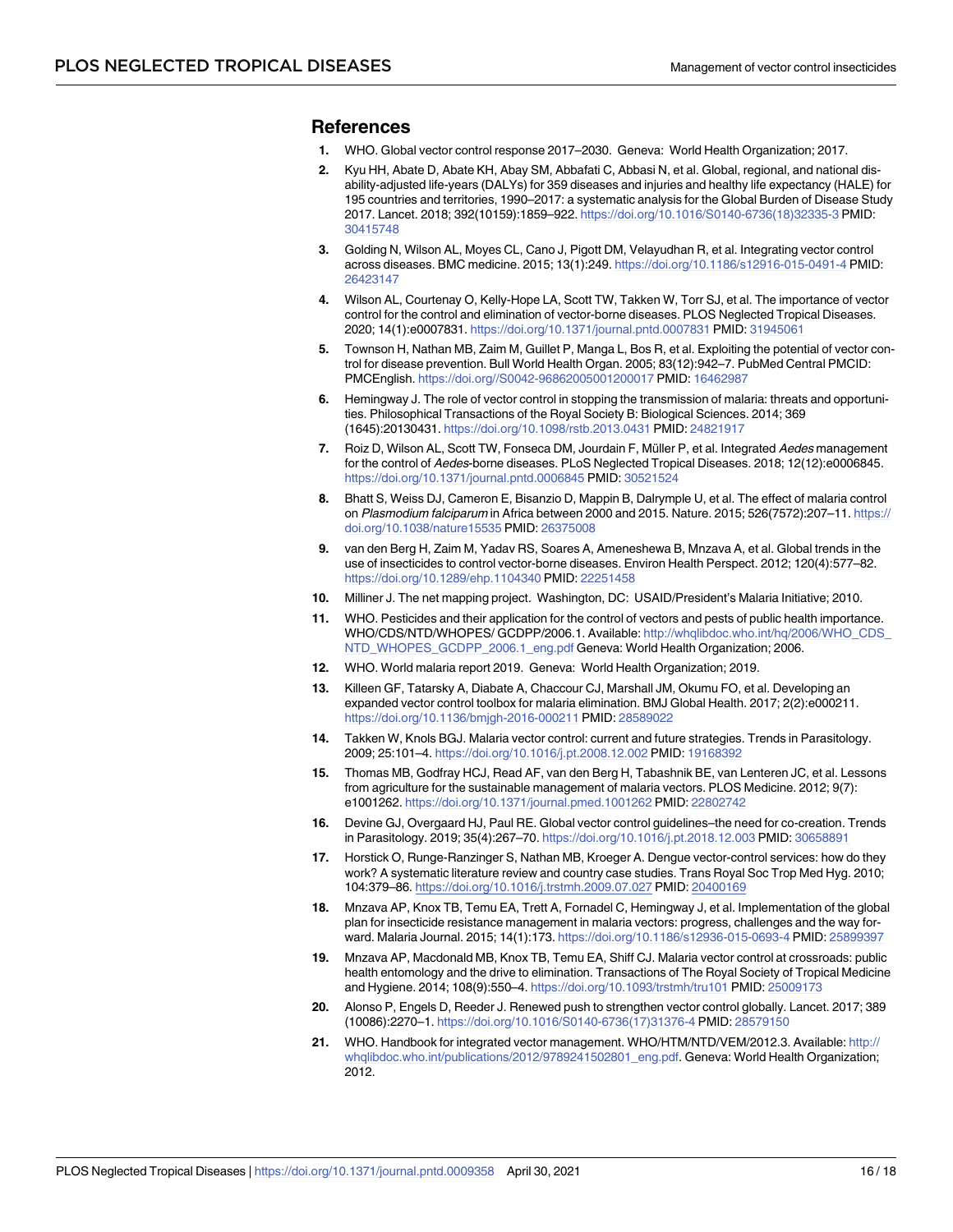## References

1. WHO. Global vector control response 2017–2030. Geneva: World Health Organization; 2017.
2. Kyu HH, Abate D, Abate KH, Abay SM, Abbafati C, Abbasi N, et al. Global, regional, and national disability-adjusted life-years (DALYs) for 359 diseases and injuries and healthy life expectancy (HALE) for 195 countries and territories, 1990–2017: a systematic analysis for the Global Burden of Disease Study 2017. Lancet. 2018; 392(10159):1859–922. https://doi.org/10.1016/S0140-6736(18)32335-3 PMID: 30415748
3. Golding N, Wilson AL, Moyes CL, Cano J, Pigott DM, Velayudhan R, et al. Integrating vector control across diseases. BMC medicine. 2015; 13(1):249. https://doi.org/10.1186/s12916-015-0491-4 PMID: 26423147
4. Wilson AL, Courtenay O, Kelly-Hope LA, Scott TW, Takken W, Torr SJ, et al. The importance of vector control for the control and elimination of vector-borne diseases. PLOS Neglected Tropical Diseases. 2020; 14(1):e0007831. https://doi.org/10.1371/journal.pntd.0007831 PMID: 31945061
5. Townson H, Nathan MB, Zaim M, Guillet P, Manga L, Bos R, et al. Exploiting the potential of vector control for disease prevention. Bull World Health Organ. 2005; 83(12):942–7. PubMed Central PMCID: PMCEnglish. https://doi.org//S0042-96862005001200017 PMID: 16462987
6. Hemingway J. The role of vector control in stopping the transmission of malaria: threats and opportunities. Philosophical Transactions of the Royal Society B: Biological Sciences. 2014; 369 (1645):20130431. https://doi.org/10.1098/rstb.2013.0431 PMID: 24821917
7. Roiz D, Wilson AL, Scott TW, Fonseca DM, Jourdain F, Müller P, et al. Integrated *Aedes* management for the control of *Aedes*-borne diseases. PLoS Neglected Tropical Diseases. 2018; 12(12):e0006845. https://doi.org/10.1371/journal.pntd.0006845 PMID: 30521524
8. Bhatt S, Weiss DJ, Cameron E, Bisanzio D, Mappin B, Dalrymple U, et al. The effect of malaria control on *Plasmodium falciparum* in Africa between 2000 and 2015. Nature. 2015; 526(7572):207–11. https://doi.org/10.1038/nature15535 PMID: 26375008
9. van den Berg H, Zaim M, Yadav RS, Soares A, Ameneshewa B, Mnzava A, et al. Global trends in the use of insecticides to control vector-borne diseases. Environ Health Perspect. 2012; 120(4):577–82. https://doi.org/10.1289/ehp.1104340 PMID: 22251458
10. Milliner J. The net mapping project. Washington, DC: USAID/President's Malaria Initiative; 2010.
11. WHO. Pesticides and their application for the control of vectors and pests of public health importance. WHO/CDS/NTD/WHOPES/ GCDPP/2006.1. Available: http://whqlibdoc.who.int/hq/2006/WHO_CDS_NTD_WHOPES_GCDPP_2006.1_eng.pdf Geneva: World Health Organization; 2006.
12. WHO. World malaria report 2019. Geneva: World Health Organization; 2019.
13. Killeen GF, Tatarsky A, Diabate A, Chaccour CJ, Marshall JM, Okumu FO, et al. Developing an expanded vector control toolbox for malaria elimination. BMJ Global Health. 2017; 2(2):e000211. https://doi.org/10.1136/bmjgh-2016-000211 PMID: 28589022
14. Takken W, Knols BGJ. Malaria vector control: current and future strategies. Trends in Parasitology. 2009; 25:101–4. https://doi.org/10.1016/j.pt.2008.12.002 PMID: 19168392
15. Thomas MB, Godfray HCJ, Read AF, van den Berg H, Tabashnik BE, van Lenteren JC, et al. Lessons from agriculture for the sustainable management of malaria vectors. PLOS Medicine. 2012; 9(7): e1001262. https://doi.org/10.1371/journal.pmed.1001262 PMID: 22802742
16. Devine GJ, Overgaard HJ, Paul RE. Global vector control guidelines–the need for co-creation. Trends in Parasitology. 2019; 35(4):267–70. https://doi.org/10.1016/j.pt.2018.12.003 PMID: 30658891
17. Horstick O, Runge-Ranzinger S, Nathan MB, Kroeger A. Dengue vector-control services: how do they work? A systematic literature review and country case studies. Trans Royal Soc Trop Med Hyg. 2010; 104:379–86. https://doi.org/10.1016/j.trstmh.2009.07.027 PMID: 20400169
18. Mnzava AP, Knox TB, Temu EA, Trett A, Fornadel C, Hemingway J, et al. Implementation of the global plan for insecticide resistance management in malaria vectors: progress, challenges and the way forward. Malaria Journal. 2015; 14(1):173. https://doi.org/10.1186/s12936-015-0693-4 PMID: 25899397
19. Mnzava AP, Macdonald MB, Knox TB, Temu EA, Shiff CJ. Malaria vector control at crossroads: public health entomology and the drive to elimination. Transactions of The Royal Society of Tropical Medicine and Hygiene. 2014; 108(9):550–4. https://doi.org/10.1093/trstmh/tru101 PMID: 25009173
20. Alonso P, Engels D, Reeder J. Renewed push to strengthen vector control globally. Lancet. 2017; 389 (10086):2270–1. https://doi.org/10.1016/S0140-6736(17)31376-4 PMID: 28579150
21. WHO. Handbook for integrated vector management. WHO/HTM/NTD/VEM/2012.3. Available: http://whqlibdoc.who.int/publications/2012/9789241502801_eng.pdf. Geneva: World Health Organization; 2012.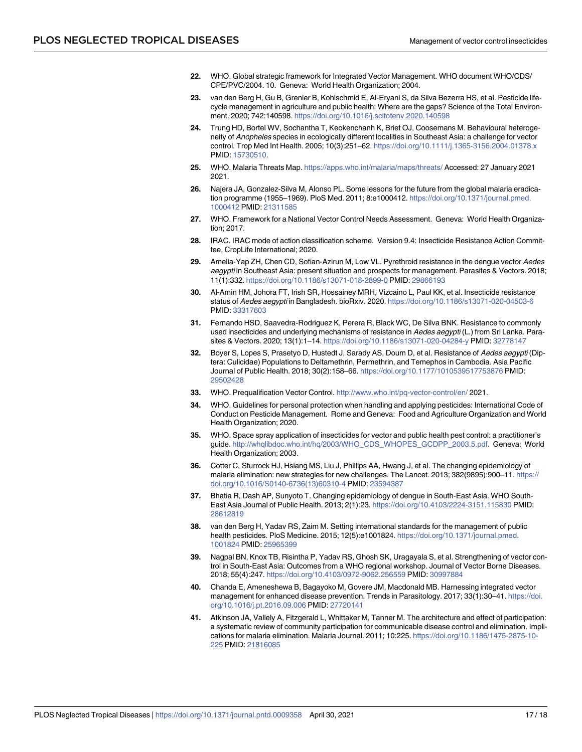22. WHO. Global strategic framework for Integrated Vector Management. WHO document WHO/CDS/CPE/PVC/2004. 10. Geneva: World Health Organization; 2004.

23. van den Berg H, Gu B, Grenier B, Kohlschmid E, Al-Eryani S, da Silva Bezerra HS, et al. Pesticide lifecycle management in agriculture and public health: Where are the gaps? Science of the Total Environment. 2020; 742:140598. https://doi.org/10.1016/j.scitotenv.2020.140598

24. Trung HD, Bortel WV, Sochantha T, Keokenchanh K, Briet OJ, Coosemans M. Behavioural heterogeneity of *Anopheles* species in ecologically different localities in Southeast Asia: a challenge for vector control. Trop Med Int Health. 2005; 10(3):251–62. https://doi.org/10.1111/j.1365-3156.2004.01378.x PMID: 15730510.

25. WHO. Malaria Threats Map. https://apps.who.int/malaria/maps/threats/ Accessed: 27 January 2021 2021.

26. Najera JA, Gonzalez-Silva M, Alonso PL. Some lessons for the future from the global malaria eradication programme (1955–1969). PloS Med. 2011; 8:e1000412. https://doi.org/10.1371/journal.pmed.1000412 PMID: 21311585

27. WHO. Framework for a National Vector Control Needs Assessment. Geneva: World Health Organization; 2017.

28. IRAC. IRAC mode of action classification scheme. Version 9.4: Insecticide Resistance Action Committee, CropLife International; 2020.

29. Amelia-Yap ZH, Chen CD, Sofian-Azirun M, Low VL. Pyrethroid resistance in the dengue vector *Aedes aegypti* in Southeast Asia: present situation and prospects for management. Parasites & Vectors. 2018; 11(1):332. https://doi.org/10.1186/s13071-018-2899-0 PMID: 29866193

30. Al-Amin HM, Johora FT, Irish SR, Hossainey MRH, Vizcaino L, Paul KK, et al. Insecticide resistance status of *Aedes aegypti* in Bangladesh. bioRxiv. 2020. https://doi.org/10.1186/s13071-020-04503-6 PMID: 33317603

31. Fernando HSD, Saavedra-Rodriguez K, Perera R, Black WC, De Silva BNK. Resistance to commonly used insecticides and underlying mechanisms of resistance in *Aedes aegypti* (L.) from Sri Lanka. Parasites & Vectors. 2020; 13(1):1–14. https://doi.org/10.1186/s13071-020-04284-y PMID: 32778147

32. Boyer S, Lopes S, Prasetyo D, Hustedt J, Sarady AS, Doum D, et al. Resistance of *Aedes aegypti* (Diptera: Culicidae) Populations to Deltamethrin, Permethrin, and Temephos in Cambodia. Asia Pacific Journal of Public Health. 2018; 30(2):158–66. https://doi.org/10.1177/1010539517753876 PMID: 29502428

33. WHO. Prequalification Vector Control. http://www.who.int/pq-vector-control/en/ 2021.

34. WHO. Guidelines for personal protection when handling and applying pesticides: International Code of Conduct on Pesticide Management. Rome and Geneva: Food and Agriculture Organization and World Health Organization; 2020.

35. WHO. Space spray application of insecticides for vector and public health pest control: a practitioner's guide. http://whqlibdoc.who.int/hq/2003/WHO_CDS_WHOPES_GCDPP_2003.5.pdf. Geneva: World Health Organization; 2003.

36. Cotter C, Sturrock HJ, Hsiang MS, Liu J, Phillips AA, Hwang J, et al. The changing epidemiology of malaria elimination: new strategies for new challenges. The Lancet. 2013; 382(9895):900–11. https://doi.org/10.1016/S0140-6736(13)60310-4 PMID: 23594387

37. Bhatia R, Dash AP, Sunyoto T. Changing epidemiology of dengue in South-East Asia. WHO South-East Asia Journal of Public Health. 2013; 2(1):23. https://doi.org/10.4103/2224-3151.115830 PMID: 28612819

38. van den Berg H, Yadav RS, Zaim M. Setting international standards for the management of public health pesticides. PloS Medicine. 2015; 12(5):e1001824. https://doi.org/10.1371/journal.pmed.1001824 PMID: 25965399

39. Nagpal BN, Knox TB, Risintha P, Yadav RS, Ghosh SK, Uragayala S, et al. Strengthening of vector control in South-East Asia: Outcomes from a WHO regional workshop. Journal of Vector Borne Diseases. 2018; 55(4):247. https://doi.org/10.4103/0972-9062.256559 PMID: 30997884

40. Chanda E, Ameneshewa B, Bagayoko M, Govere JM, Macdonald MB. Harnessing integrated vector management for enhanced disease prevention. Trends in Parasitology. 2017; 33(1):30–41. https://doi.org/10.1016/j.pt.2016.09.006 PMID: 27720141

41. Atkinson JA, Vallely A, Fitzgerald L, Whittaker M, Tanner M. The architecture and effect of participation: a systematic review of community participation for communicable disease control and elimination. Implications for malaria elimination. Malaria Journal. 2011; 10:225. https://doi.org/10.1186/1475-2875-10-225 PMID: 21816085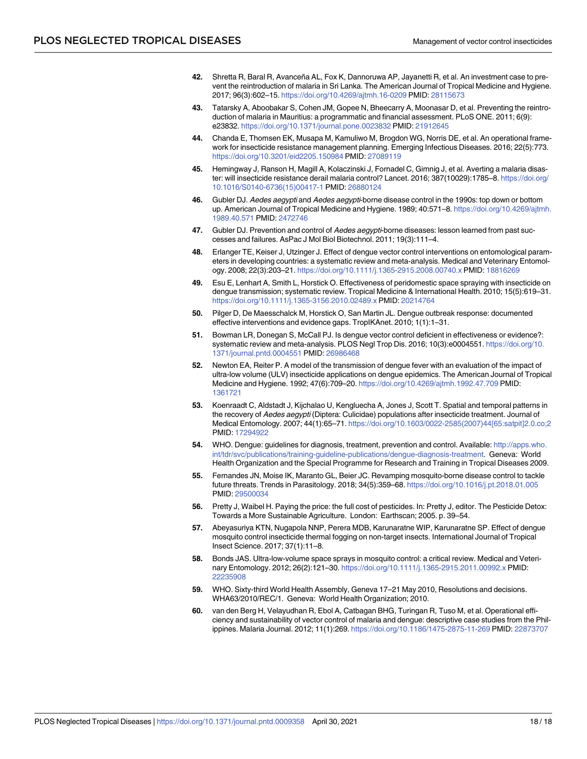42. Shretta R, Baral R, Avanceña AL, Fox K, Dannoruwa AP, Jayanetti R, et al. An investment case to prevent the reintroduction of malaria in Sri Lanka. The American Journal of Tropical Medicine and Hygiene. 2017; 96(3):602–15. https://doi.org/10.4269/ajtmh.16-0209 PMID: 28115673

43. Tatarsky A, Aboobakar S, Cohen JM, Gopee N, Bheecarry A, Moonasar D, et al. Preventing the reintroduction of malaria in Mauritius: a programmatic and financial assessment. PLoS ONE. 2011; 6(9): e23832. https://doi.org/10.1371/journal.pone.0023832 PMID: 21912645

44. Chanda E, Thomsen EK, Musapa M, Kamuliwo M, Brogdon WG, Norris DE, et al. An operational framework for insecticide resistance management planning. Emerging Infectious Diseases. 2016; 22(5):773. https://doi.org/10.3201/eid2205.150984 PMID: 27089119

45. Hemingway J, Ranson H, Magill A, Kolaczinski J, Fornadel C, Gimnig J, et al. Averting a malaria disaster: will insecticide resistance derail malaria control? Lancet. 2016; 387(10029):1785–8. https://doi.org/10.1016/S0140-6736(15)00417-1 PMID: 26880124

46. Gubler DJ. *Aedes aegypti* and *Aedes aegypti*-borne disease control in the 1990s: top down or bottom up. American Journal of Tropical Medicine and Hygiene. 1989; 40:571–8. https://doi.org/10.4269/ajtmh.1989.40.571 PMID: 2472746

47. Gubler DJ. Prevention and control of *Aedes aegypti*-borne diseases: lesson learned from past successes and failures. AsPac J Mol Biol Biotechnol. 2011; 19(3):111–4.

48. Erlanger TE, Keiser J, Utzinger J. Effect of dengue vector control interventions on entomological parameters in developing countries: a systematic review and meta-analysis. Medical and Veterinary Entomology. 2008; 22(3):203–21. https://doi.org/10.1111/j.1365-2915.2008.00740.x PMID: 18816269

49. Esu E, Lenhart A, Smith L, Horstick O. Effectiveness of peridomestic space spraying with insecticide on dengue transmission; systematic review. Tropical Medicine & International Health. 2010; 15(5):619–31. https://doi.org/10.1111/j.1365-3156.2010.02489.x PMID: 20214764

50. Pilger D, De Maesschalck M, Horstick O, San Martin JL. Dengue outbreak response: documented effective interventions and evidence gaps. TropIKAnet. 2010; 1(1):1–31.

51. Bowman LR, Donegan S, McCall PJ. Is dengue vector control deficient in effectiveness or evidence?: systematic review and meta-analysis. PLOS Negl Trop Dis. 2016; 10(3):e0004551. https://doi.org/10.1371/journal.pntd.0004551 PMID: 26986468

52. Newton EA, Reiter P. A model of the transmission of dengue fever with an evaluation of the impact of ultra-low volume (ULV) insecticide applications on dengue epidemics. The American Journal of Tropical Medicine and Hygiene. 1992; 47(6):709–20. https://doi.org/10.4269/ajtmh.1992.47.709 PMID: 1361721

53. Koenraadt C, Aldstadt J, Kijchalao U, Kengluecha A, Jones J, Scott T. Spatial and temporal patterns in the recovery of *Aedes aegypti* (Diptera: Culicidae) populations after insecticide treatment. Journal of Medical Entomology. 2007; 44(1):65–71. https://doi.org/10.1603/0022-2585(2007)44[65:satpit]2.0.co;2 PMID: 17294922

54. WHO. Dengue: guidelines for diagnosis, treatment, prevention and control. Available: http://apps.who.int/tdr/svc/publications/training-guideline-publications/dengue-diagnosis-treatment. Geneva: World Health Organization and the Special Programme for Research and Training in Tropical Diseases 2009.

55. Fernandes JN, Moise IK, Maranto GL, Beier JC. Revamping mosquito-borne disease control to tackle future threats. Trends in Parasitology. 2018; 34(5):359–68. https://doi.org/10.1016/j.pt.2018.01.005 PMID: 29500034

56. Pretty J, Waibel H. Paying the price: the full cost of pesticides. In: Pretty J, editor. The Pesticide Detox: Towards a More Sustainable Agriculture. London: Earthscan; 2005. p. 39–54.

57. Abeyasuriya KTN, Nugapola NNP, Perera MDB, Karunaratne WIP, Karunaratne SP. Effect of dengue mosquito control insecticide thermal fogging on non-target insects. International Journal of Tropical Insect Science. 2017; 37(1):11–8.

58. Bonds JAS. Ultra-low-volume space sprays in mosquito control: a critical review. Medical and Veterinary Entomology. 2012; 26(2):121–30. https://doi.org/10.1111/j.1365-2915.2011.00992.x PMID: 22235908

59. WHO. Sixty-third World Health Assembly, Geneva 17–21 May 2010, Resolutions and decisions. WHA63/2010/REC/1. Geneva: World Health Organization; 2010.

60. van den Berg H, Velayudhan R, Ebol A, Catbagan BHG, Turingan R, Tuso M, et al. Operational efficiency and sustainability of vector control of malaria and dengue: descriptive case studies from the Philippines. Malaria Journal. 2012; 11(1):269. https://doi.org/10.1186/1475-2875-11-269 PMID: 22873707